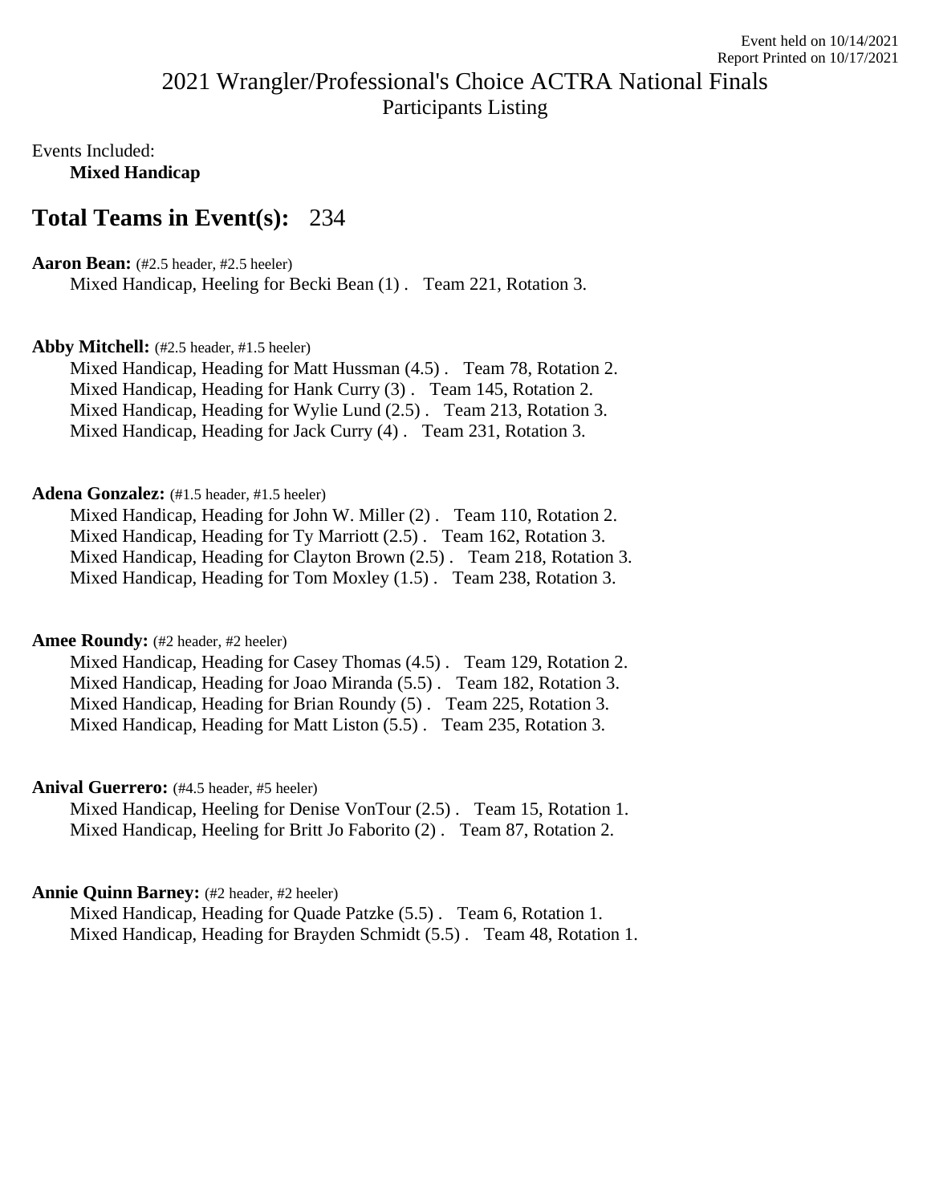Event held on 10/14/2021
Report Printed on 10/17/2021

# 2021 Wrangler/Professional's Choice ACTRA National Finals

Participants Listing

Events Included:
**Mixed Handicap**

## Total Teams in Event(s): 234

**Aaron Bean:** (#2.5 header, #2.5 heeler)
Mixed Handicap, Heeling for Becki Bean (1) . Team 221, Rotation 3.

**Abby Mitchell:** (#2.5 header, #1.5 heeler)
Mixed Handicap, Heading for Matt Hussman (4.5) . Team 78, Rotation 2.
Mixed Handicap, Heading for Hank Curry (3) . Team 145, Rotation 2.
Mixed Handicap, Heading for Wylie Lund (2.5) . Team 213, Rotation 3.
Mixed Handicap, Heading for Jack Curry (4) . Team 231, Rotation 3.

**Adena Gonzalez:** (#1.5 header, #1.5 heeler)
Mixed Handicap, Heading for John W. Miller (2) . Team 110, Rotation 2.
Mixed Handicap, Heading for Ty Marriott (2.5) . Team 162, Rotation 3.
Mixed Handicap, Heading for Clayton Brown (2.5) . Team 218, Rotation 3.
Mixed Handicap, Heading for Tom Moxley (1.5) . Team 238, Rotation 3.

**Amee Roundy:** (#2 header, #2 heeler)
Mixed Handicap, Heading for Casey Thomas (4.5) . Team 129, Rotation 2.
Mixed Handicap, Heading for Joao Miranda (5.5) . Team 182, Rotation 3.
Mixed Handicap, Heading for Brian Roundy (5) . Team 225, Rotation 3.
Mixed Handicap, Heading for Matt Liston (5.5) . Team 235, Rotation 3.

**Anival Guerrero:** (#4.5 header, #5 heeler)
Mixed Handicap, Heeling for Denise VonTour (2.5) . Team 15, Rotation 1.
Mixed Handicap, Heeling for Britt Jo Faborito (2) . Team 87, Rotation 2.

**Annie Quinn Barney:** (#2 header, #2 heeler)
Mixed Handicap, Heading for Quade Patzke (5.5) . Team 6, Rotation 1.
Mixed Handicap, Heading for Brayden Schmidt (5.5) . Team 48, Rotation 1.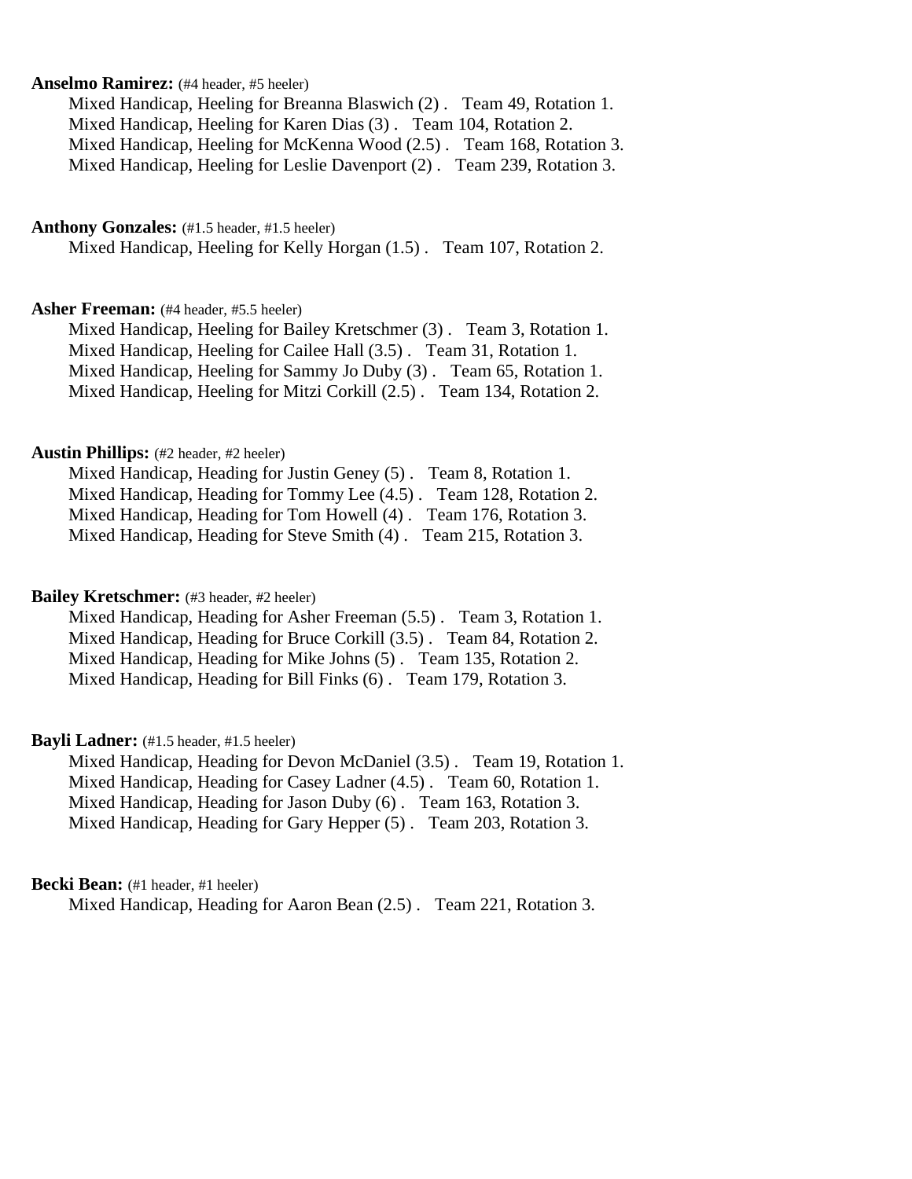**Anselmo Ramirez:** (#4 header, #5 heeler)

Mixed Handicap, Heeling for Breanna Blaswich (2) . Team 49, Rotation 1.
Mixed Handicap, Heeling for Karen Dias (3) . Team 104, Rotation 2.
Mixed Handicap, Heeling for McKenna Wood (2.5) . Team 168, Rotation 3.
Mixed Handicap, Heeling for Leslie Davenport (2) . Team 239, Rotation 3.

**Anthony Gonzales:** (#1.5 header, #1.5 heeler)

Mixed Handicap, Heeling for Kelly Horgan (1.5) . Team 107, Rotation 2.

**Asher Freeman:** (#4 header, #5.5 heeler)

Mixed Handicap, Heeling for Bailey Kretschmer (3) . Team 3, Rotation 1.
Mixed Handicap, Heeling for Cailee Hall (3.5) . Team 31, Rotation 1.
Mixed Handicap, Heeling for Sammy Jo Duby (3) . Team 65, Rotation 1.
Mixed Handicap, Heeling for Mitzi Corkill (2.5) . Team 134, Rotation 2.

**Austin Phillips:** (#2 header, #2 heeler)

Mixed Handicap, Heading for Justin Geney (5) . Team 8, Rotation 1.
Mixed Handicap, Heading for Tommy Lee (4.5) . Team 128, Rotation 2.
Mixed Handicap, Heading for Tom Howell (4) . Team 176, Rotation 3.
Mixed Handicap, Heading for Steve Smith (4) . Team 215, Rotation 3.

**Bailey Kretschmer:** (#3 header, #2 heeler)

Mixed Handicap, Heading for Asher Freeman (5.5) . Team 3, Rotation 1.
Mixed Handicap, Heading for Bruce Corkill (3.5) . Team 84, Rotation 2.
Mixed Handicap, Heading for Mike Johns (5) . Team 135, Rotation 2.
Mixed Handicap, Heading for Bill Finks (6) . Team 179, Rotation 3.

**Bayli Ladner:** (#1.5 header, #1.5 heeler)

Mixed Handicap, Heading for Devon McDaniel (3.5) . Team 19, Rotation 1.
Mixed Handicap, Heading for Casey Ladner (4.5) . Team 60, Rotation 1.
Mixed Handicap, Heading for Jason Duby (6) . Team 163, Rotation 3.
Mixed Handicap, Heading for Gary Hepper (5) . Team 203, Rotation 3.

**Becki Bean:** (#1 header, #1 heeler)

Mixed Handicap, Heading for Aaron Bean (2.5) . Team 221, Rotation 3.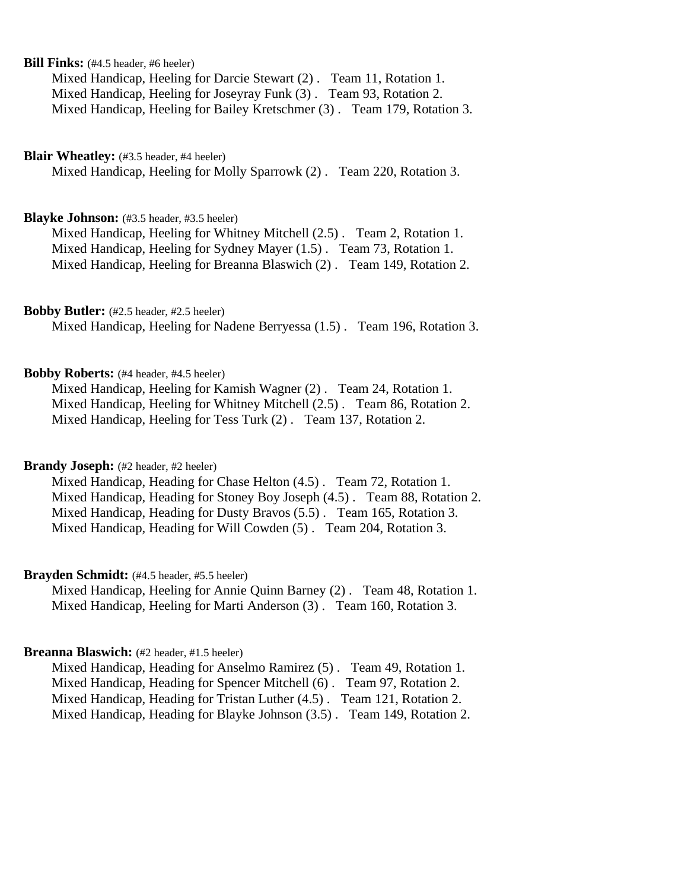**Bill Finks:** (#4.5 header, #6 heeler)
Mixed Handicap, Heeling for Darcie Stewart (2) . Team 11, Rotation 1.
Mixed Handicap, Heeling for Joseyray Funk (3) . Team 93, Rotation 2.
Mixed Handicap, Heeling for Bailey Kretschmer (3) . Team 179, Rotation 3.

**Blair Wheatley:** (#3.5 header, #4 heeler)
Mixed Handicap, Heeling for Molly Sparrowk (2) . Team 220, Rotation 3.

**Blayke Johnson:** (#3.5 header, #3.5 heeler)
Mixed Handicap, Heeling for Whitney Mitchell (2.5) . Team 2, Rotation 1.
Mixed Handicap, Heeling for Sydney Mayer (1.5) . Team 73, Rotation 1.
Mixed Handicap, Heeling for Breanna Blaswich (2) . Team 149, Rotation 2.

**Bobby Butler:** (#2.5 header, #2.5 heeler)
Mixed Handicap, Heeling for Nadene Berryessa (1.5) . Team 196, Rotation 3.

**Bobby Roberts:** (#4 header, #4.5 heeler)
Mixed Handicap, Heeling for Kamish Wagner (2) . Team 24, Rotation 1.
Mixed Handicap, Heeling for Whitney Mitchell (2.5) . Team 86, Rotation 2.
Mixed Handicap, Heeling for Tess Turk (2) . Team 137, Rotation 2.

**Brandy Joseph:** (#2 header, #2 heeler)
Mixed Handicap, Heading for Chase Helton (4.5) . Team 72, Rotation 1.
Mixed Handicap, Heading for Stoney Boy Joseph (4.5) . Team 88, Rotation 2.
Mixed Handicap, Heading for Dusty Bravos (5.5) . Team 165, Rotation 3.
Mixed Handicap, Heading for Will Cowden (5) . Team 204, Rotation 3.

**Brayden Schmidt:** (#4.5 header, #5.5 heeler)
Mixed Handicap, Heeling for Annie Quinn Barney (2) . Team 48, Rotation 1.
Mixed Handicap, Heeling for Marti Anderson (3) . Team 160, Rotation 3.

**Breanna Blaswich:** (#2 header, #1.5 heeler)
Mixed Handicap, Heading for Anselmo Ramirez (5) . Team 49, Rotation 1.
Mixed Handicap, Heading for Spencer Mitchell (6) . Team 97, Rotation 2.
Mixed Handicap, Heading for Tristan Luther (4.5) . Team 121, Rotation 2.
Mixed Handicap, Heading for Blayke Johnson (3.5) . Team 149, Rotation 2.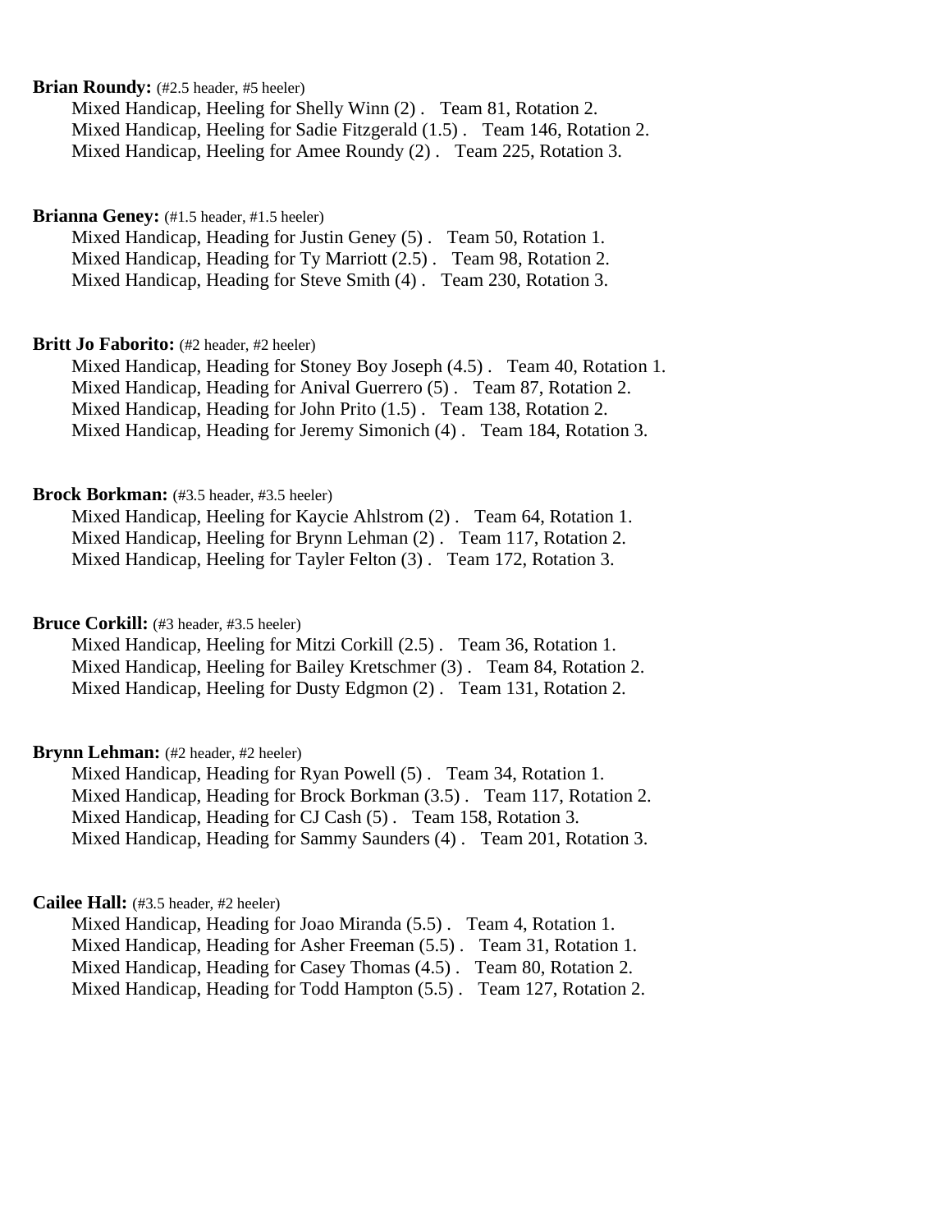**Brian Roundy:** (#2.5 header, #5 heeler)

Mixed Handicap, Heeling for Shelly Winn (2) . Team 81, Rotation 2.
Mixed Handicap, Heeling for Sadie Fitzgerald (1.5) . Team 146, Rotation 2.
Mixed Handicap, Heeling for Amee Roundy (2) . Team 225, Rotation 3.

**Brianna Geney:** (#1.5 header, #1.5 heeler)

Mixed Handicap, Heading for Justin Geney (5) . Team 50, Rotation 1.
Mixed Handicap, Heading for Ty Marriott (2.5) . Team 98, Rotation 2.
Mixed Handicap, Heading for Steve Smith (4) . Team 230, Rotation 3.

**Britt Jo Faborito:** (#2 header, #2 heeler)

Mixed Handicap, Heading for Stoney Boy Joseph (4.5) . Team 40, Rotation 1.
Mixed Handicap, Heading for Anival Guerrero (5) . Team 87, Rotation 2.
Mixed Handicap, Heading for John Prito (1.5) . Team 138, Rotation 2.
Mixed Handicap, Heading for Jeremy Simonich (4) . Team 184, Rotation 3.

**Brock Borkman:** (#3.5 header, #3.5 heeler)

Mixed Handicap, Heeling for Kaycie Ahlstrom (2) . Team 64, Rotation 1.
Mixed Handicap, Heeling for Brynn Lehman (2) . Team 117, Rotation 2.
Mixed Handicap, Heeling for Tayler Felton (3) . Team 172, Rotation 3.

**Bruce Corkill:** (#3 header, #3.5 heeler)

Mixed Handicap, Heeling for Mitzi Corkill (2.5) . Team 36, Rotation 1.
Mixed Handicap, Heeling for Bailey Kretschmer (3) . Team 84, Rotation 2.
Mixed Handicap, Heeling for Dusty Edgmon (2) . Team 131, Rotation 2.

**Brynn Lehman:** (#2 header, #2 heeler)

Mixed Handicap, Heading for Ryan Powell (5) . Team 34, Rotation 1.
Mixed Handicap, Heading for Brock Borkman (3.5) . Team 117, Rotation 2.
Mixed Handicap, Heading for CJ Cash (5) . Team 158, Rotation 3.
Mixed Handicap, Heading for Sammy Saunders (4) . Team 201, Rotation 3.

**Cailee Hall:** (#3.5 header, #2 heeler)

Mixed Handicap, Heading for Joao Miranda (5.5) . Team 4, Rotation 1.
Mixed Handicap, Heading for Asher Freeman (5.5) . Team 31, Rotation 1.
Mixed Handicap, Heading for Casey Thomas (4.5) . Team 80, Rotation 2.
Mixed Handicap, Heading for Todd Hampton (5.5) . Team 127, Rotation 2.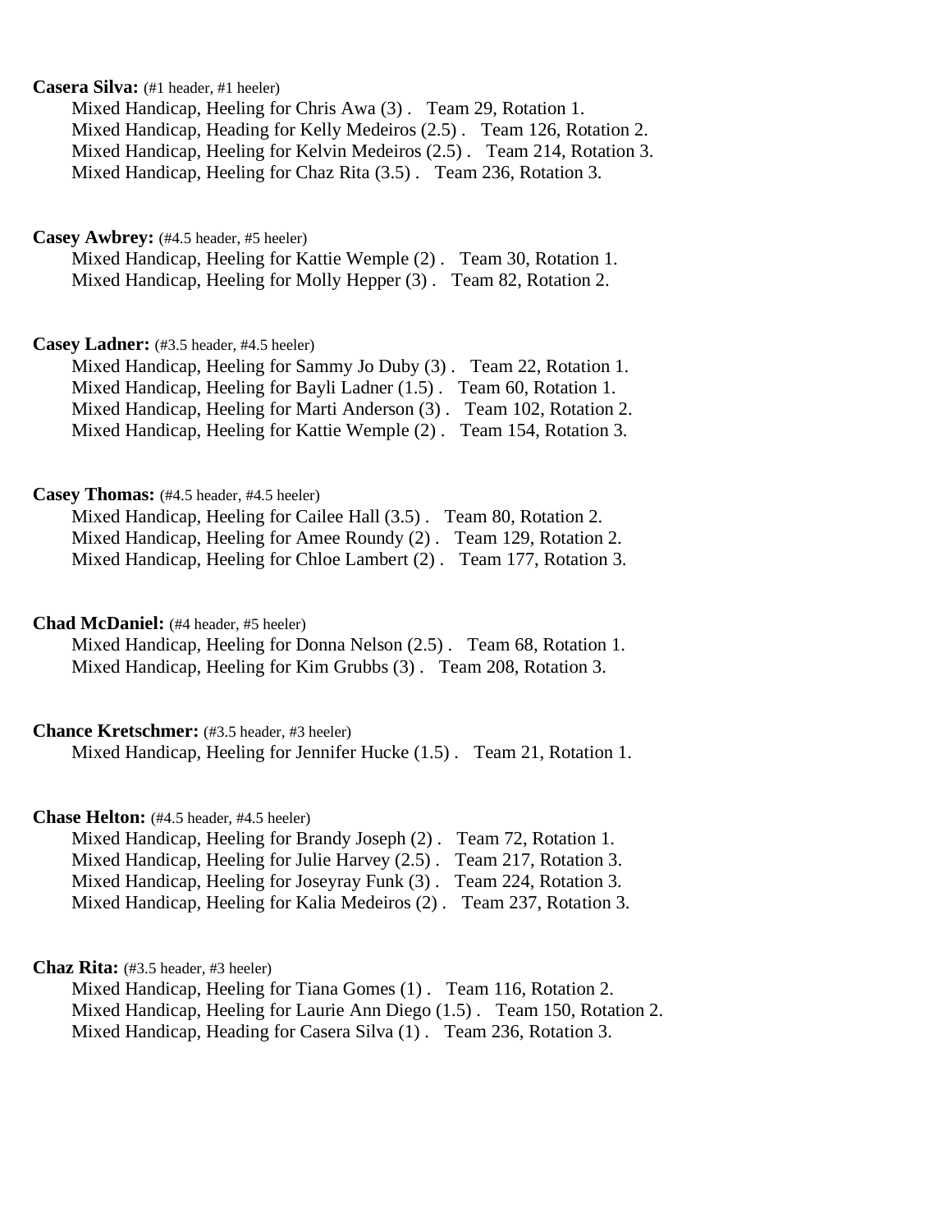**Casera Silva:** (#1 header, #1 heeler)

Mixed Handicap, Heeling for Chris Awa (3) . Team 29, Rotation 1.
Mixed Handicap, Heading for Kelly Medeiros (2.5) . Team 126, Rotation 2.
Mixed Handicap, Heeling for Kelvin Medeiros (2.5) . Team 214, Rotation 3.
Mixed Handicap, Heeling for Chaz Rita (3.5) . Team 236, Rotation 3.

**Casey Awbrey:** (#4.5 header, #5 heeler)

Mixed Handicap, Heeling for Kattie Wemple (2) . Team 30, Rotation 1.
Mixed Handicap, Heeling for Molly Hepper (3) . Team 82, Rotation 2.

**Casey Ladner:** (#3.5 header, #4.5 heeler)

Mixed Handicap, Heeling for Sammy Jo Duby (3) . Team 22, Rotation 1.
Mixed Handicap, Heeling for Bayli Ladner (1.5) . Team 60, Rotation 1.
Mixed Handicap, Heeling for Marti Anderson (3) . Team 102, Rotation 2.
Mixed Handicap, Heeling for Kattie Wemple (2) . Team 154, Rotation 3.

**Casey Thomas:** (#4.5 header, #4.5 heeler)

Mixed Handicap, Heeling for Cailee Hall (3.5) . Team 80, Rotation 2.
Mixed Handicap, Heeling for Amee Roundy (2) . Team 129, Rotation 2.
Mixed Handicap, Heeling for Chloe Lambert (2) . Team 177, Rotation 3.

**Chad McDaniel:** (#4 header, #5 heeler)

Mixed Handicap, Heeling for Donna Nelson (2.5) . Team 68, Rotation 1.
Mixed Handicap, Heeling for Kim Grubbs (3) . Team 208, Rotation 3.

**Chance Kretschmer:** (#3.5 header, #3 heeler)

Mixed Handicap, Heeling for Jennifer Hucke (1.5) . Team 21, Rotation 1.

**Chase Helton:** (#4.5 header, #4.5 heeler)

Mixed Handicap, Heeling for Brandy Joseph (2) . Team 72, Rotation 1.
Mixed Handicap, Heeling for Julie Harvey (2.5) . Team 217, Rotation 3.
Mixed Handicap, Heeling for Joseyray Funk (3) . Team 224, Rotation 3.
Mixed Handicap, Heeling for Kalia Medeiros (2) . Team 237, Rotation 3.

**Chaz Rita:** (#3.5 header, #3 heeler)

Mixed Handicap, Heeling for Tiana Gomes (1) . Team 116, Rotation 2.
Mixed Handicap, Heeling for Laurie Ann Diego (1.5) . Team 150, Rotation 2.
Mixed Handicap, Heading for Casera Silva (1) . Team 236, Rotation 3.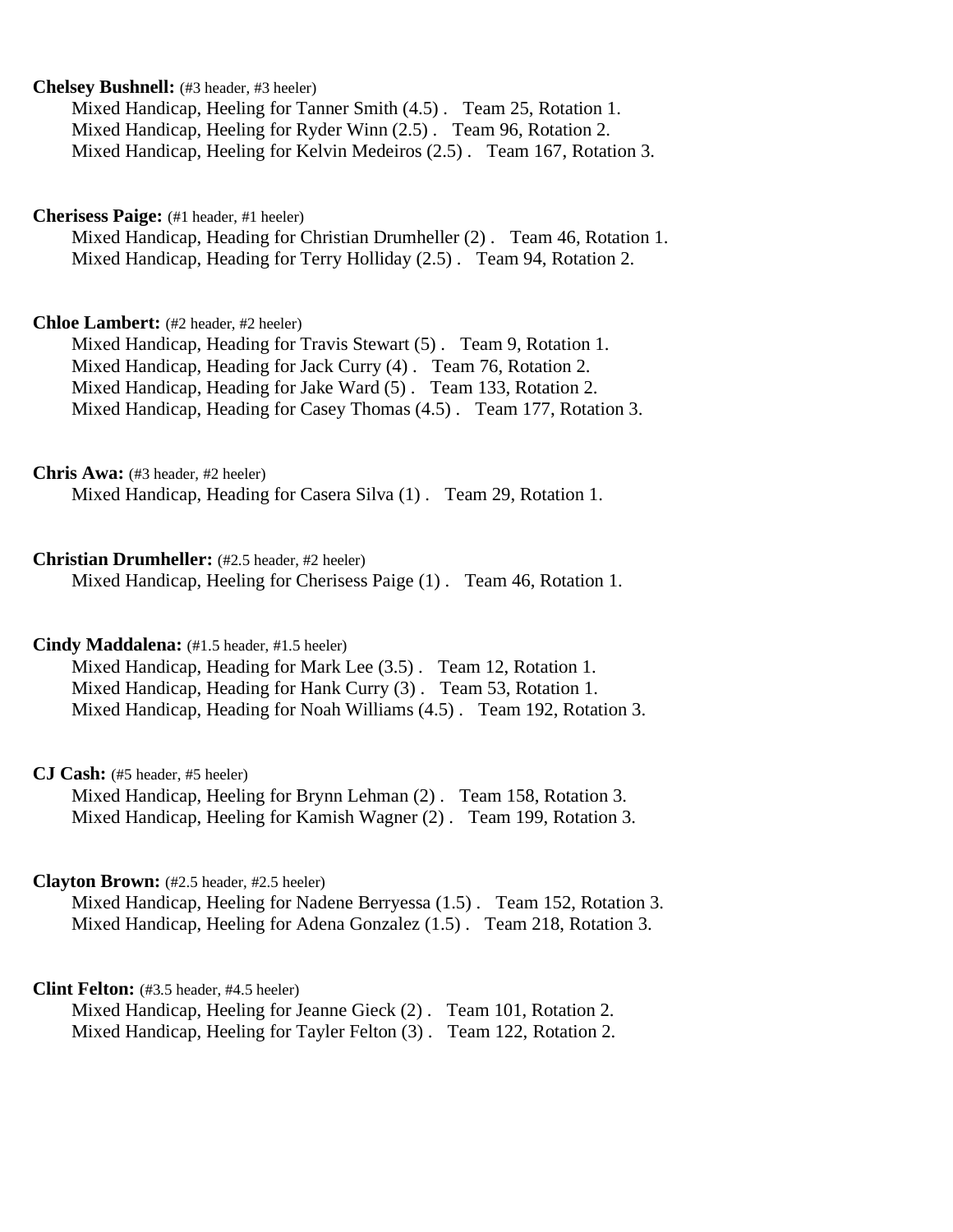**Chelsey Bushnell:** (#3 header, #3 heeler)

Mixed Handicap, Heeling for Tanner Smith (4.5) . Team 25, Rotation 1.
Mixed Handicap, Heeling for Ryder Winn (2.5) . Team 96, Rotation 2.
Mixed Handicap, Heeling for Kelvin Medeiros (2.5) . Team 167, Rotation 3.

**Cherisess Paige:** (#1 header, #1 heeler)

Mixed Handicap, Heading for Christian Drumheller (2) . Team 46, Rotation 1.
Mixed Handicap, Heading for Terry Holliday (2.5) . Team 94, Rotation 2.

**Chloe Lambert:** (#2 header, #2 heeler)

Mixed Handicap, Heading for Travis Stewart (5) . Team 9, Rotation 1.
Mixed Handicap, Heading for Jack Curry (4) . Team 76, Rotation 2.
Mixed Handicap, Heading for Jake Ward (5) . Team 133, Rotation 2.
Mixed Handicap, Heading for Casey Thomas (4.5) . Team 177, Rotation 3.

**Chris Awa:** (#3 header, #2 heeler)

Mixed Handicap, Heading for Casera Silva (1) . Team 29, Rotation 1.

**Christian Drumheller:** (#2.5 header, #2 heeler)

Mixed Handicap, Heeling for Cherisess Paige (1) . Team 46, Rotation 1.

**Cindy Maddalena:** (#1.5 header, #1.5 heeler)

Mixed Handicap, Heading for Mark Lee (3.5) . Team 12, Rotation 1.
Mixed Handicap, Heading for Hank Curry (3) . Team 53, Rotation 1.
Mixed Handicap, Heading for Noah Williams (4.5) . Team 192, Rotation 3.

**CJ Cash:** (#5 header, #5 heeler)

Mixed Handicap, Heeling for Brynn Lehman (2) . Team 158, Rotation 3.
Mixed Handicap, Heeling for Kamish Wagner (2) . Team 199, Rotation 3.

**Clayton Brown:** (#2.5 header, #2.5 heeler)

Mixed Handicap, Heeling for Nadene Berryessa (1.5) . Team 152, Rotation 3.
Mixed Handicap, Heeling for Adena Gonzalez (1.5) . Team 218, Rotation 3.

**Clint Felton:** (#3.5 header, #4.5 heeler)

Mixed Handicap, Heeling for Jeanne Gieck (2) . Team 101, Rotation 2.
Mixed Handicap, Heeling for Tayler Felton (3) . Team 122, Rotation 2.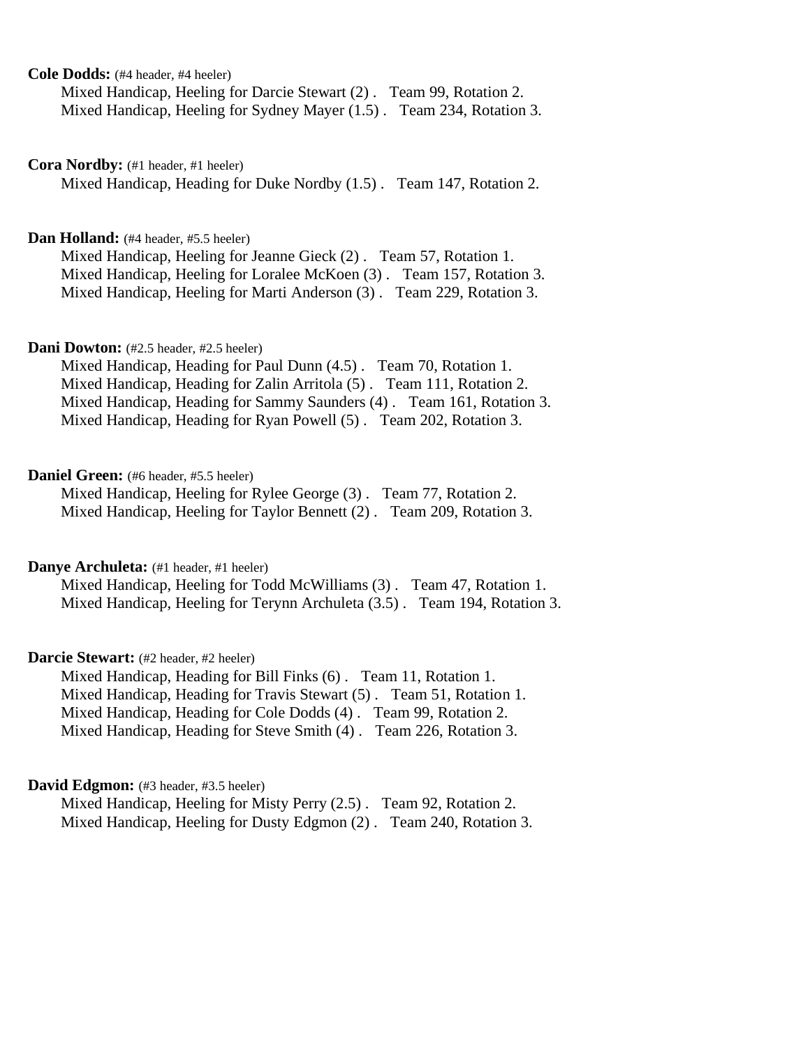**Cole Dodds:** (#4 header, #4 heeler)

Mixed Handicap, Heeling for Darcie Stewart (2) .   Team 99, Rotation 2.
Mixed Handicap, Heeling for Sydney Mayer (1.5) .   Team 234, Rotation 3.

**Cora Nordby:** (#1 header, #1 heeler)

Mixed Handicap, Heading for Duke Nordby (1.5) .   Team 147, Rotation 2.

**Dan Holland:** (#4 header, #5.5 heeler)

Mixed Handicap, Heeling for Jeanne Gieck (2) .   Team 57, Rotation 1.
Mixed Handicap, Heeling for Loralee McKoen (3) .   Team 157, Rotation 3.
Mixed Handicap, Heeling for Marti Anderson (3) .   Team 229, Rotation 3.

**Dani Dowton:** (#2.5 header, #2.5 heeler)

Mixed Handicap, Heading for Paul Dunn (4.5) .   Team 70, Rotation 1.
Mixed Handicap, Heading for Zalin Arritola (5) .   Team 111, Rotation 2.
Mixed Handicap, Heading for Sammy Saunders (4) .   Team 161, Rotation 3.
Mixed Handicap, Heading for Ryan Powell (5) .   Team 202, Rotation 3.

**Daniel Green:** (#6 header, #5.5 heeler)

Mixed Handicap, Heeling for Rylee George (3) .   Team 77, Rotation 2.
Mixed Handicap, Heeling for Taylor Bennett (2) .   Team 209, Rotation 3.

**Danye Archuleta:** (#1 header, #1 heeler)

Mixed Handicap, Heeling for Todd McWilliams (3) .   Team 47, Rotation 1.
Mixed Handicap, Heeling for Terynn Archuleta (3.5) .   Team 194, Rotation 3.

**Darcie Stewart:** (#2 header, #2 heeler)

Mixed Handicap, Heading for Bill Finks (6) .   Team 11, Rotation 1.
Mixed Handicap, Heading for Travis Stewart (5) .   Team 51, Rotation 1.
Mixed Handicap, Heading for Cole Dodds (4) .   Team 99, Rotation 2.
Mixed Handicap, Heading for Steve Smith (4) .   Team 226, Rotation 3.

**David Edgmon:** (#3 header, #3.5 heeler)

Mixed Handicap, Heeling for Misty Perry (2.5) .   Team 92, Rotation 2.
Mixed Handicap, Heeling for Dusty Edgmon (2) .   Team 240, Rotation 3.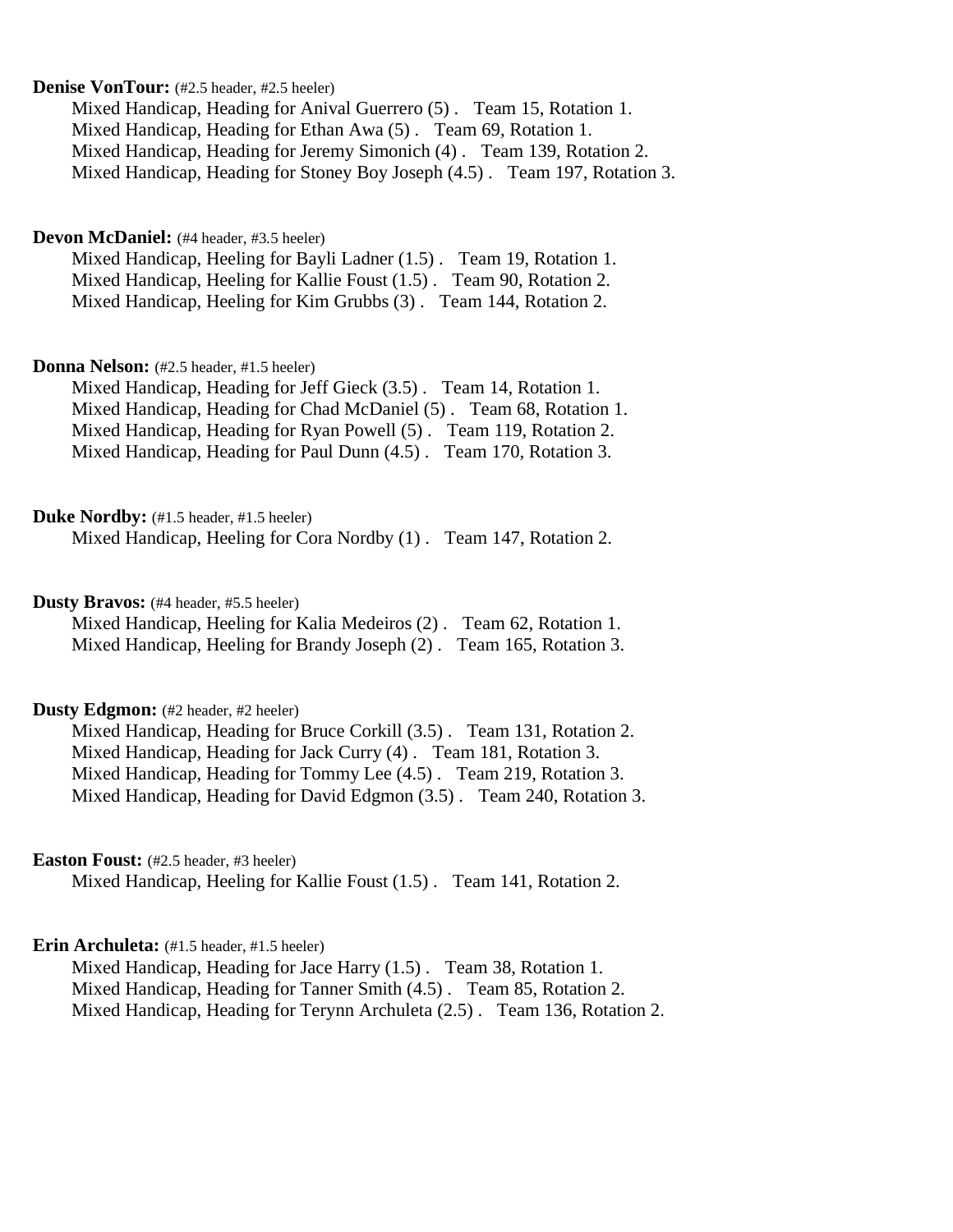**Denise VonTour:** (#2.5 header, #2.5 heeler)

Mixed Handicap, Heading for Anival Guerrero (5) . Team 15, Rotation 1.
Mixed Handicap, Heading for Ethan Awa (5) . Team 69, Rotation 1.
Mixed Handicap, Heading for Jeremy Simonich (4) . Team 139, Rotation 2.
Mixed Handicap, Heading for Stoney Boy Joseph (4.5) . Team 197, Rotation 3.

**Devon McDaniel:** (#4 header, #3.5 heeler)

Mixed Handicap, Heeling for Bayli Ladner (1.5) . Team 19, Rotation 1.
Mixed Handicap, Heeling for Kallie Foust (1.5) . Team 90, Rotation 2.
Mixed Handicap, Heeling for Kim Grubbs (3) . Team 144, Rotation 2.

**Donna Nelson:** (#2.5 header, #1.5 heeler)

Mixed Handicap, Heading for Jeff Gieck (3.5) . Team 14, Rotation 1.
Mixed Handicap, Heading for Chad McDaniel (5) . Team 68, Rotation 1.
Mixed Handicap, Heading for Ryan Powell (5) . Team 119, Rotation 2.
Mixed Handicap, Heading for Paul Dunn (4.5) . Team 170, Rotation 3.

**Duke Nordby:** (#1.5 header, #1.5 heeler)

Mixed Handicap, Heeling for Cora Nordby (1) . Team 147, Rotation 2.

**Dusty Bravos:** (#4 header, #5.5 heeler)

Mixed Handicap, Heeling for Kalia Medeiros (2) . Team 62, Rotation 1.
Mixed Handicap, Heeling for Brandy Joseph (2) . Team 165, Rotation 3.

**Dusty Edgmon:** (#2 header, #2 heeler)

Mixed Handicap, Heading for Bruce Corkill (3.5) . Team 131, Rotation 2.
Mixed Handicap, Heading for Jack Curry (4) . Team 181, Rotation 3.
Mixed Handicap, Heading for Tommy Lee (4.5) . Team 219, Rotation 3.
Mixed Handicap, Heading for David Edgmon (3.5) . Team 240, Rotation 3.

**Easton Foust:** (#2.5 header, #3 heeler)

Mixed Handicap, Heeling for Kallie Foust (1.5) . Team 141, Rotation 2.

**Erin Archuleta:** (#1.5 header, #1.5 heeler)

Mixed Handicap, Heading for Jace Harry (1.5) . Team 38, Rotation 1.
Mixed Handicap, Heading for Tanner Smith (4.5) . Team 85, Rotation 2.
Mixed Handicap, Heading for Terynn Archuleta (2.5) . Team 136, Rotation 2.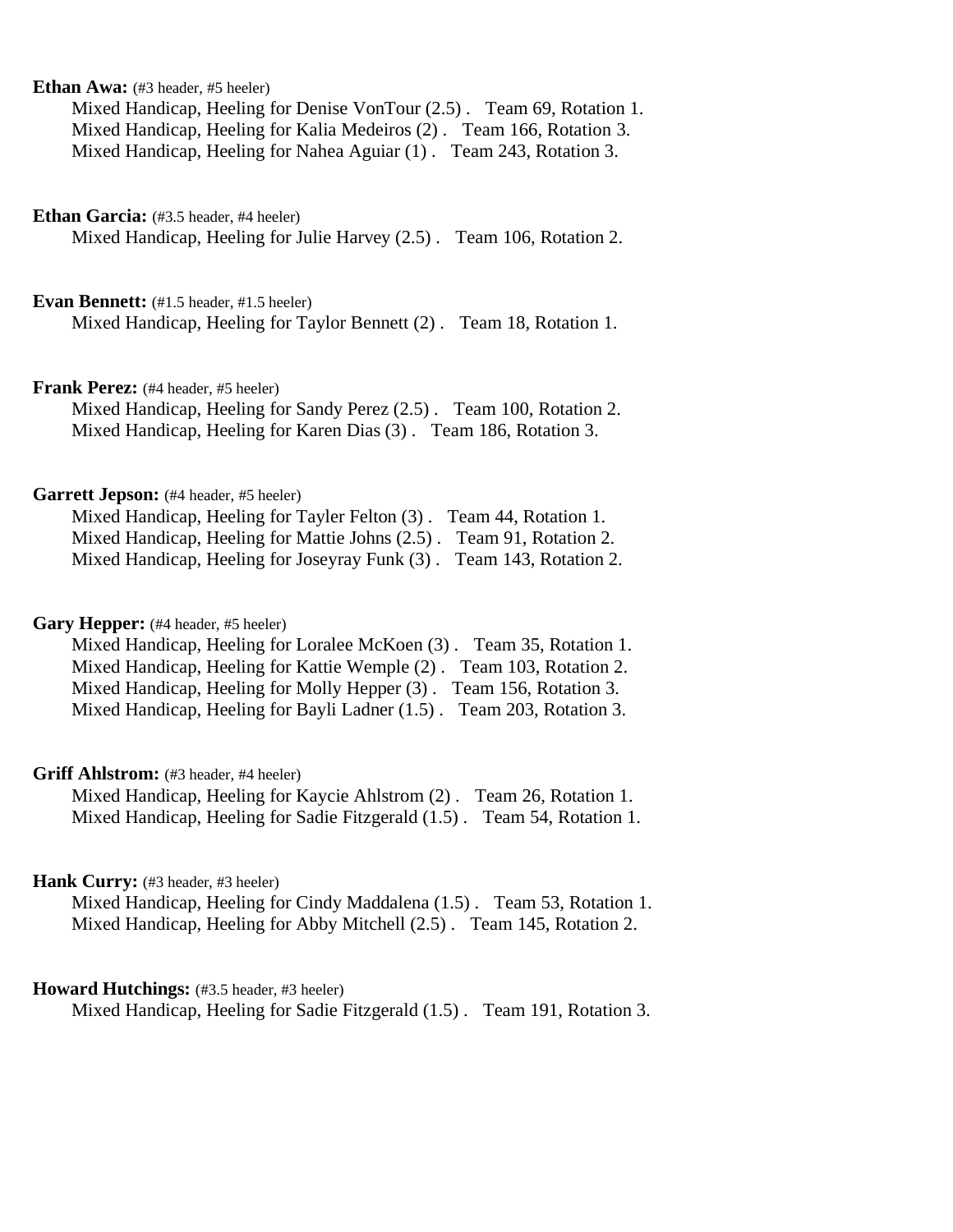**Ethan Awa:** (#3 header, #5 heeler)

Mixed Handicap, Heeling for Denise VonTour (2.5) . Team 69, Rotation 1.
Mixed Handicap, Heeling for Kalia Medeiros (2) . Team 166, Rotation 3.
Mixed Handicap, Heeling for Nahea Aguiar (1) . Team 243, Rotation 3.

**Ethan Garcia:** (#3.5 header, #4 heeler)

Mixed Handicap, Heeling for Julie Harvey (2.5) . Team 106, Rotation 2.

**Evan Bennett:** (#1.5 header, #1.5 heeler)

Mixed Handicap, Heeling for Taylor Bennett (2) . Team 18, Rotation 1.

**Frank Perez:** (#4 header, #5 heeler)

Mixed Handicap, Heeling for Sandy Perez (2.5) . Team 100, Rotation 2.
Mixed Handicap, Heeling for Karen Dias (3) . Team 186, Rotation 3.

**Garrett Jepson:** (#4 header, #5 heeler)

Mixed Handicap, Heeling for Tayler Felton (3) . Team 44, Rotation 1.
Mixed Handicap, Heeling for Mattie Johns (2.5) . Team 91, Rotation 2.
Mixed Handicap, Heeling for Joseyray Funk (3) . Team 143, Rotation 2.

**Gary Hepper:** (#4 header, #5 heeler)

Mixed Handicap, Heeling for Loralee McKoen (3) . Team 35, Rotation 1.
Mixed Handicap, Heeling for Kattie Wemple (2) . Team 103, Rotation 2.
Mixed Handicap, Heeling for Molly Hepper (3) . Team 156, Rotation 3.
Mixed Handicap, Heeling for Bayli Ladner (1.5) . Team 203, Rotation 3.

**Griff Ahlstrom:** (#3 header, #4 heeler)

Mixed Handicap, Heeling for Kaycie Ahlstrom (2) . Team 26, Rotation 1.
Mixed Handicap, Heeling for Sadie Fitzgerald (1.5) . Team 54, Rotation 1.

**Hank Curry:** (#3 header, #3 heeler)

Mixed Handicap, Heeling for Cindy Maddalena (1.5) . Team 53, Rotation 1.
Mixed Handicap, Heeling for Abby Mitchell (2.5) . Team 145, Rotation 2.

**Howard Hutchings:** (#3.5 header, #3 heeler)

Mixed Handicap, Heeling for Sadie Fitzgerald (1.5) . Team 191, Rotation 3.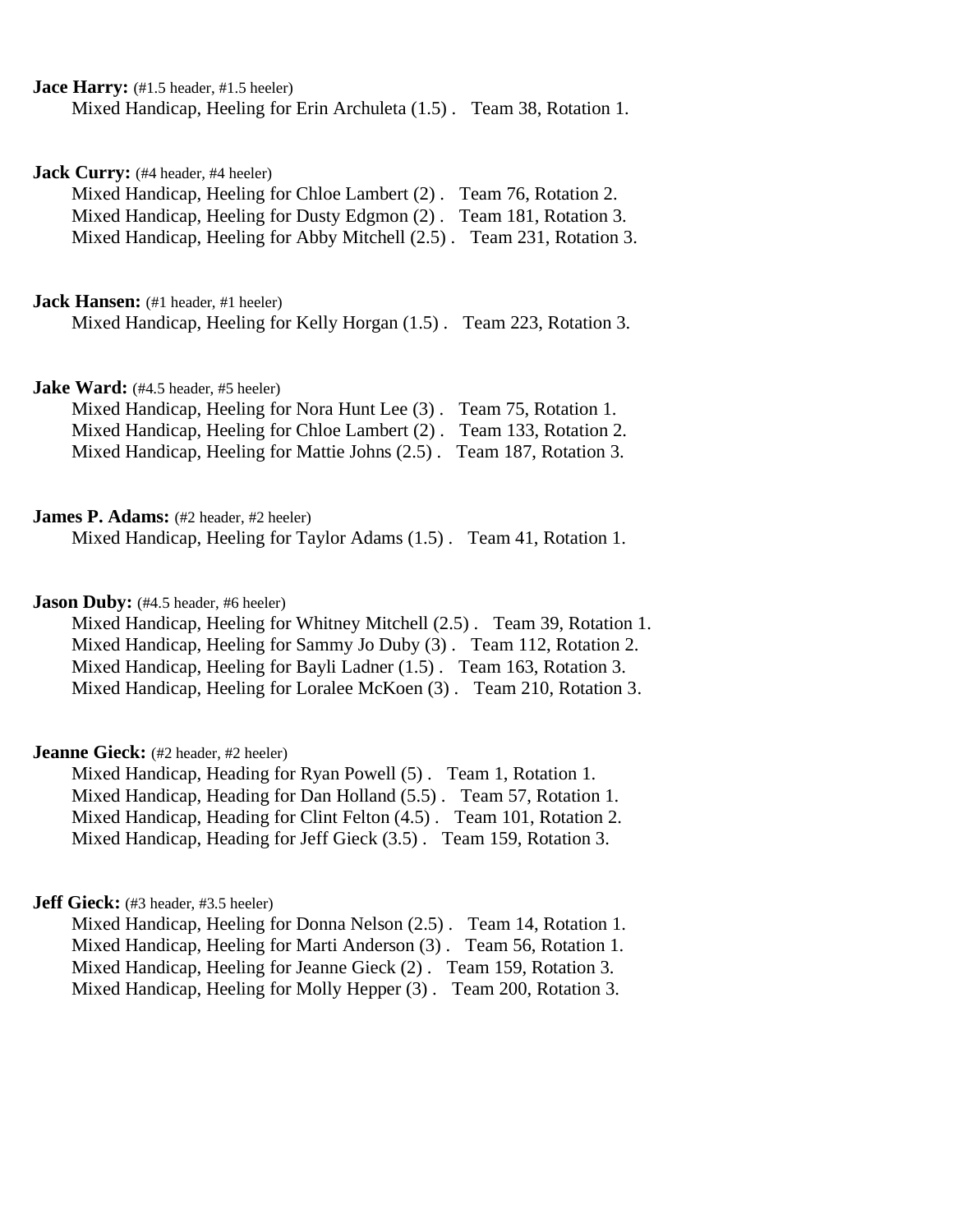**Jace Harry:** (#1.5 header, #1.5 heeler)
Mixed Handicap, Heeling for Erin Archuleta (1.5) . Team 38, Rotation 1.

**Jack Curry:** (#4 header, #4 heeler)
Mixed Handicap, Heeling for Chloe Lambert (2) . Team 76, Rotation 2.
Mixed Handicap, Heeling for Dusty Edgmon (2) . Team 181, Rotation 3.
Mixed Handicap, Heeling for Abby Mitchell (2.5) . Team 231, Rotation 3.

**Jack Hansen:** (#1 header, #1 heeler)
Mixed Handicap, Heeling for Kelly Horgan (1.5) . Team 223, Rotation 3.

**Jake Ward:** (#4.5 header, #5 heeler)
Mixed Handicap, Heeling for Nora Hunt Lee (3) . Team 75, Rotation 1.
Mixed Handicap, Heeling for Chloe Lambert (2) . Team 133, Rotation 2.
Mixed Handicap, Heeling for Mattie Johns (2.5) . Team 187, Rotation 3.

**James P. Adams:** (#2 header, #2 heeler)
Mixed Handicap, Heeling for Taylor Adams (1.5) . Team 41, Rotation 1.

**Jason Duby:** (#4.5 header, #6 heeler)
Mixed Handicap, Heeling for Whitney Mitchell (2.5) . Team 39, Rotation 1.
Mixed Handicap, Heeling for Sammy Jo Duby (3) . Team 112, Rotation 2.
Mixed Handicap, Heeling for Bayli Ladner (1.5) . Team 163, Rotation 3.
Mixed Handicap, Heeling for Loralee McKoen (3) . Team 210, Rotation 3.

**Jeanne Gieck:** (#2 header, #2 heeler)
Mixed Handicap, Heading for Ryan Powell (5) . Team 1, Rotation 1.
Mixed Handicap, Heading for Dan Holland (5.5) . Team 57, Rotation 1.
Mixed Handicap, Heading for Clint Felton (4.5) . Team 101, Rotation 2.
Mixed Handicap, Heading for Jeff Gieck (3.5) . Team 159, Rotation 3.

**Jeff Gieck:** (#3 header, #3.5 heeler)
Mixed Handicap, Heeling for Donna Nelson (2.5) . Team 14, Rotation 1.
Mixed Handicap, Heeling for Marti Anderson (3) . Team 56, Rotation 1.
Mixed Handicap, Heeling for Jeanne Gieck (2) . Team 159, Rotation 3.
Mixed Handicap, Heeling for Molly Hepper (3) . Team 200, Rotation 3.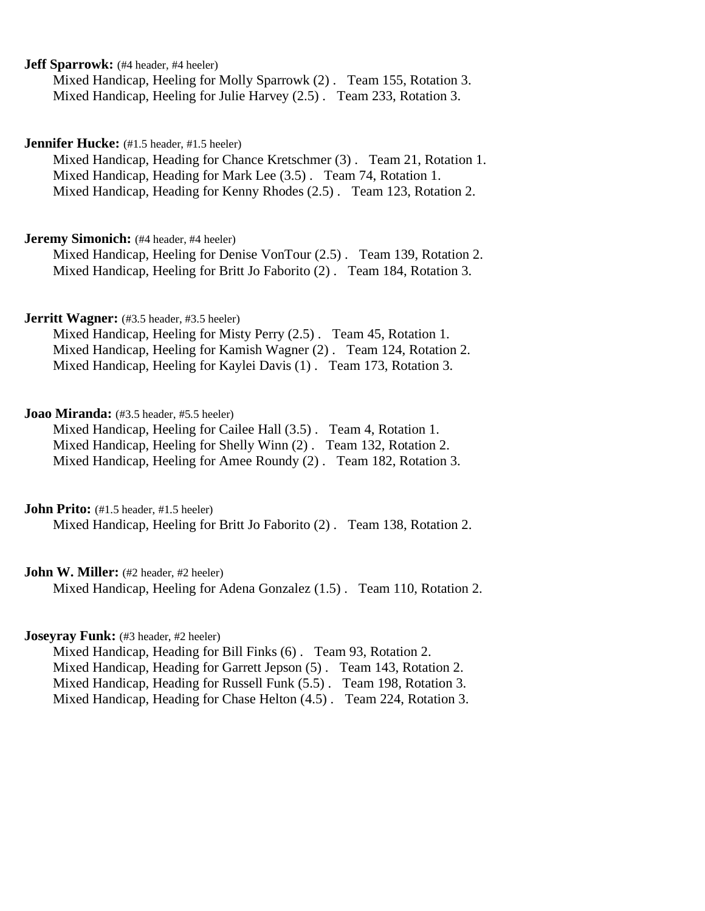**Jeff Sparrowk:** (#4 header, #4 heeler)
Mixed Handicap, Heeling for Molly Sparrowk (2) . Team 155, Rotation 3.
Mixed Handicap, Heeling for Julie Harvey (2.5) . Team 233, Rotation 3.

**Jennifer Hucke:** (#1.5 header, #1.5 heeler)
Mixed Handicap, Heading for Chance Kretschmer (3) . Team 21, Rotation 1.
Mixed Handicap, Heading for Mark Lee (3.5) . Team 74, Rotation 1.
Mixed Handicap, Heading for Kenny Rhodes (2.5) . Team 123, Rotation 2.

**Jeremy Simonich:** (#4 header, #4 heeler)
Mixed Handicap, Heeling for Denise VonTour (2.5) . Team 139, Rotation 2.
Mixed Handicap, Heeling for Britt Jo Faborito (2) . Team 184, Rotation 3.

**Jerritt Wagner:** (#3.5 header, #3.5 heeler)
Mixed Handicap, Heeling for Misty Perry (2.5) . Team 45, Rotation 1.
Mixed Handicap, Heeling for Kamish Wagner (2) . Team 124, Rotation 2.
Mixed Handicap, Heeling for Kaylei Davis (1) . Team 173, Rotation 3.

**Joao Miranda:** (#3.5 header, #5.5 heeler)
Mixed Handicap, Heeling for Cailee Hall (3.5) . Team 4, Rotation 1.
Mixed Handicap, Heeling for Shelly Winn (2) . Team 132, Rotation 2.
Mixed Handicap, Heeling for Amee Roundy (2) . Team 182, Rotation 3.

**John Prito:** (#1.5 header, #1.5 heeler)
Mixed Handicap, Heeling for Britt Jo Faborito (2) . Team 138, Rotation 2.

**John W. Miller:** (#2 header, #2 heeler)
Mixed Handicap, Heeling for Adena Gonzalez (1.5) . Team 110, Rotation 2.

**Joseyray Funk:** (#3 header, #2 heeler)
Mixed Handicap, Heading for Bill Finks (6) . Team 93, Rotation 2.
Mixed Handicap, Heading for Garrett Jepson (5) . Team 143, Rotation 2.
Mixed Handicap, Heading for Russell Funk (5.5) . Team 198, Rotation 3.
Mixed Handicap, Heading for Chase Helton (4.5) . Team 224, Rotation 3.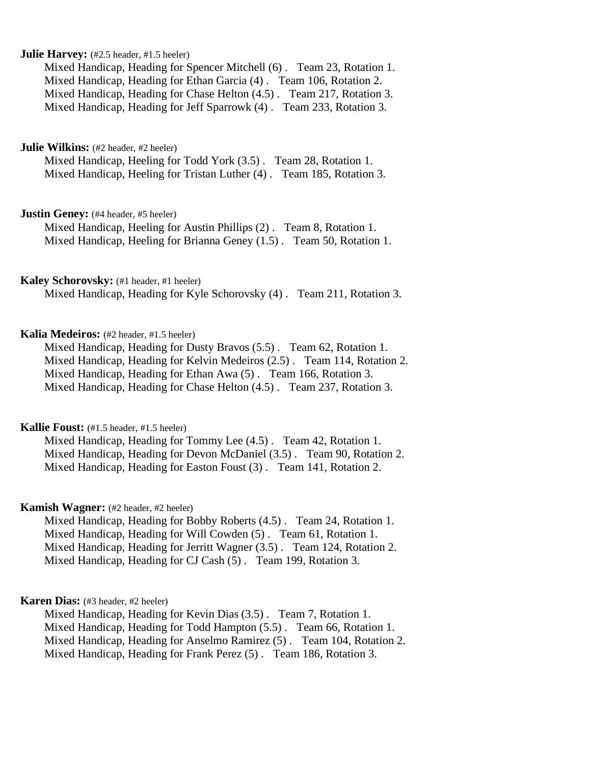**Julie Harvey:** (#2.5 header, #1.5 heeler)

Mixed Handicap, Heading for Spencer Mitchell (6) . Team 23, Rotation 1.
Mixed Handicap, Heading for Ethan Garcia (4) . Team 106, Rotation 2.
Mixed Handicap, Heading for Chase Helton (4.5) . Team 217, Rotation 3.
Mixed Handicap, Heading for Jeff Sparrowk (4) . Team 233, Rotation 3.

**Julie Wilkins:** (#2 header, #2 heeler)

Mixed Handicap, Heeling for Todd York (3.5) . Team 28, Rotation 1.
Mixed Handicap, Heeling for Tristan Luther (4) . Team 185, Rotation 3.

**Justin Geney:** (#4 header, #5 heeler)

Mixed Handicap, Heeling for Austin Phillips (2) . Team 8, Rotation 1.
Mixed Handicap, Heeling for Brianna Geney (1.5) . Team 50, Rotation 1.

**Kaley Schorovsky:** (#1 header, #1 heeler)

Mixed Handicap, Heading for Kyle Schorovsky (4) . Team 211, Rotation 3.

**Kalia Medeiros:** (#2 header, #1.5 heeler)

Mixed Handicap, Heading for Dusty Bravos (5.5) . Team 62, Rotation 1.
Mixed Handicap, Heading for Kelvin Medeiros (2.5) . Team 114, Rotation 2.
Mixed Handicap, Heading for Ethan Awa (5) . Team 166, Rotation 3.
Mixed Handicap, Heading for Chase Helton (4.5) . Team 237, Rotation 3.

**Kallie Foust:** (#1.5 header, #1.5 heeler)

Mixed Handicap, Heading for Tommy Lee (4.5) . Team 42, Rotation 1.
Mixed Handicap, Heading for Devon McDaniel (3.5) . Team 90, Rotation 2.
Mixed Handicap, Heading for Easton Foust (3) . Team 141, Rotation 2.

**Kamish Wagner:** (#2 header, #2 heeler)

Mixed Handicap, Heading for Bobby Roberts (4.5) . Team 24, Rotation 1.
Mixed Handicap, Heading for Will Cowden (5) . Team 61, Rotation 1.
Mixed Handicap, Heading for Jerritt Wagner (3.5) . Team 124, Rotation 2.
Mixed Handicap, Heading for CJ Cash (5) . Team 199, Rotation 3.

**Karen Dias:** (#3 header, #2 heeler)

Mixed Handicap, Heading for Kevin Dias (3.5) . Team 7, Rotation 1.
Mixed Handicap, Heading for Todd Hampton (5.5) . Team 66, Rotation 1.
Mixed Handicap, Heading for Anselmo Ramirez (5) . Team 104, Rotation 2.
Mixed Handicap, Heading for Frank Perez (5) . Team 186, Rotation 3.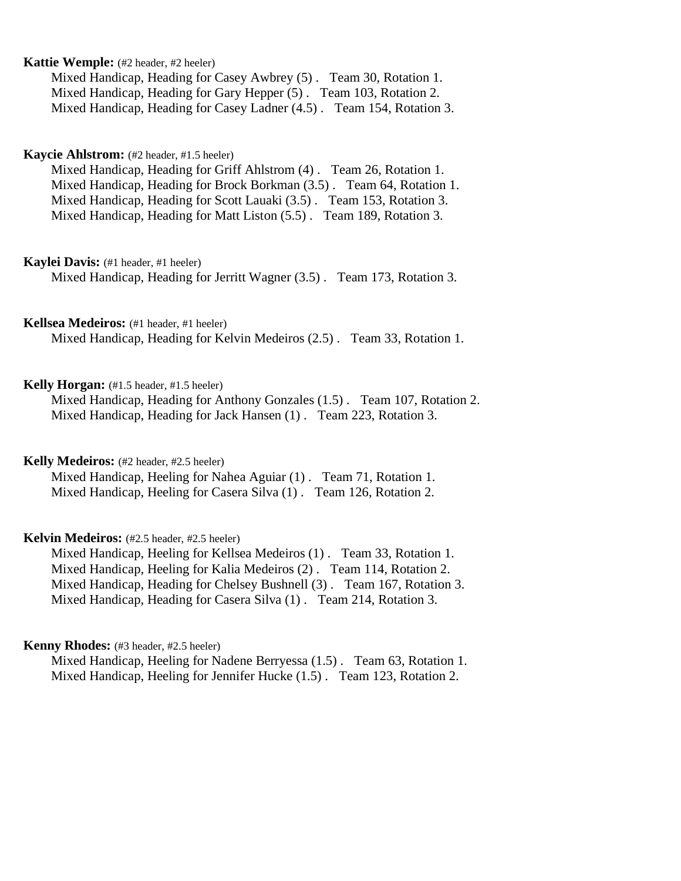**Kattie Wemple:** (#2 header, #2 heeler)
Mixed Handicap, Heading for Casey Awbrey (5) . Team 30, Rotation 1.
Mixed Handicap, Heading for Gary Hepper (5) . Team 103, Rotation 2.
Mixed Handicap, Heading for Casey Ladner (4.5) . Team 154, Rotation 3.

**Kaycie Ahlstrom:** (#2 header, #1.5 heeler)
Mixed Handicap, Heading for Griff Ahlstrom (4) . Team 26, Rotation 1.
Mixed Handicap, Heading for Brock Borkman (3.5) . Team 64, Rotation 1.
Mixed Handicap, Heading for Scott Lauaki (3.5) . Team 153, Rotation 3.
Mixed Handicap, Heading for Matt Liston (5.5) . Team 189, Rotation 3.

**Kaylei Davis:** (#1 header, #1 heeler)
Mixed Handicap, Heading for Jerritt Wagner (3.5) . Team 173, Rotation 3.

**Kellsea Medeiros:** (#1 header, #1 heeler)
Mixed Handicap, Heading for Kelvin Medeiros (2.5) . Team 33, Rotation 1.

**Kelly Horgan:** (#1.5 header, #1.5 heeler)
Mixed Handicap, Heading for Anthony Gonzales (1.5) . Team 107, Rotation 2.
Mixed Handicap, Heading for Jack Hansen (1) . Team 223, Rotation 3.

**Kelly Medeiros:** (#2 header, #2.5 heeler)
Mixed Handicap, Heeling for Nahea Aguiar (1) . Team 71, Rotation 1.
Mixed Handicap, Heeling for Casera Silva (1) . Team 126, Rotation 2.

**Kelvin Medeiros:** (#2.5 header, #2.5 heeler)
Mixed Handicap, Heeling for Kellsea Medeiros (1) . Team 33, Rotation 1.
Mixed Handicap, Heeling for Kalia Medeiros (2) . Team 114, Rotation 2.
Mixed Handicap, Heading for Chelsey Bushnell (3) . Team 167, Rotation 3.
Mixed Handicap, Heading for Casera Silva (1) . Team 214, Rotation 3.

**Kenny Rhodes:** (#3 header, #2.5 heeler)
Mixed Handicap, Heeling for Nadene Berryessa (1.5) . Team 63, Rotation 1.
Mixed Handicap, Heeling for Jennifer Hucke (1.5) . Team 123, Rotation 2.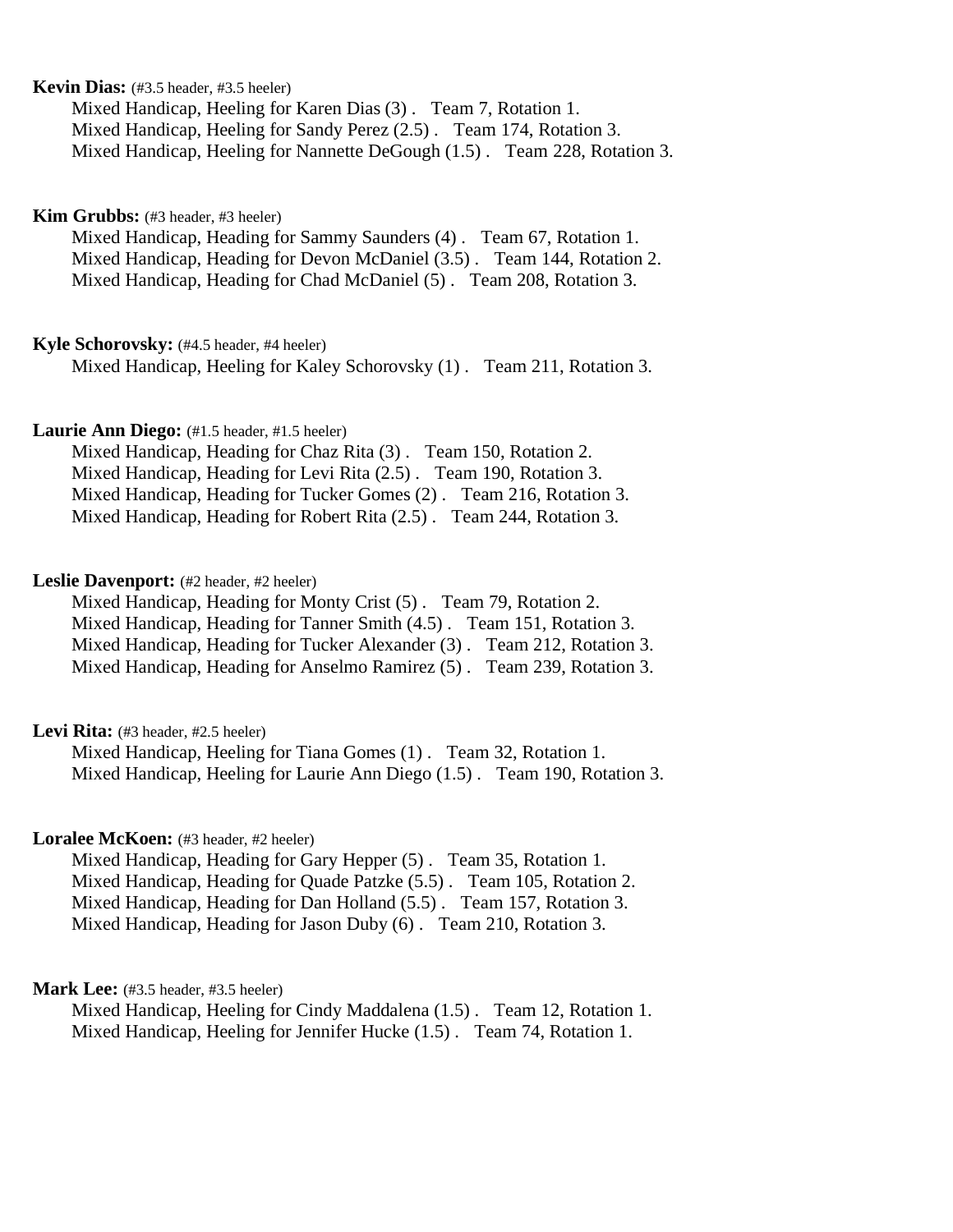**Kevin Dias:** (#3.5 header, #3.5 heeler)
Mixed Handicap, Heeling for Karen Dias (3) . Team 7, Rotation 1.
Mixed Handicap, Heeling for Sandy Perez (2.5) . Team 174, Rotation 3.
Mixed Handicap, Heeling for Nannette DeGough (1.5) . Team 228, Rotation 3.

**Kim Grubbs:** (#3 header, #3 heeler)
Mixed Handicap, Heading for Sammy Saunders (4) . Team 67, Rotation 1.
Mixed Handicap, Heading for Devon McDaniel (3.5) . Team 144, Rotation 2.
Mixed Handicap, Heading for Chad McDaniel (5) . Team 208, Rotation 3.

**Kyle Schorovsky:** (#4.5 header, #4 heeler)
Mixed Handicap, Heeling for Kaley Schorovsky (1) . Team 211, Rotation 3.

**Laurie Ann Diego:** (#1.5 header, #1.5 heeler)
Mixed Handicap, Heading for Chaz Rita (3) . Team 150, Rotation 2.
Mixed Handicap, Heading for Levi Rita (2.5) . Team 190, Rotation 3.
Mixed Handicap, Heading for Tucker Gomes (2) . Team 216, Rotation 3.
Mixed Handicap, Heading for Robert Rita (2.5) . Team 244, Rotation 3.

**Leslie Davenport:** (#2 header, #2 heeler)
Mixed Handicap, Heading for Monty Crist (5) . Team 79, Rotation 2.
Mixed Handicap, Heading for Tanner Smith (4.5) . Team 151, Rotation 3.
Mixed Handicap, Heading for Tucker Alexander (3) . Team 212, Rotation 3.
Mixed Handicap, Heading for Anselmo Ramirez (5) . Team 239, Rotation 3.

**Levi Rita:** (#3 header, #2.5 heeler)
Mixed Handicap, Heeling for Tiana Gomes (1) . Team 32, Rotation 1.
Mixed Handicap, Heeling for Laurie Ann Diego (1.5) . Team 190, Rotation 3.

**Loralee McKoen:** (#3 header, #2 heeler)
Mixed Handicap, Heading for Gary Hepper (5) . Team 35, Rotation 1.
Mixed Handicap, Heading for Quade Patzke (5.5) . Team 105, Rotation 2.
Mixed Handicap, Heading for Dan Holland (5.5) . Team 157, Rotation 3.
Mixed Handicap, Heading for Jason Duby (6) . Team 210, Rotation 3.

**Mark Lee:** (#3.5 header, #3.5 heeler)
Mixed Handicap, Heeling for Cindy Maddalena (1.5) . Team 12, Rotation 1.
Mixed Handicap, Heeling for Jennifer Hucke (1.5) . Team 74, Rotation 1.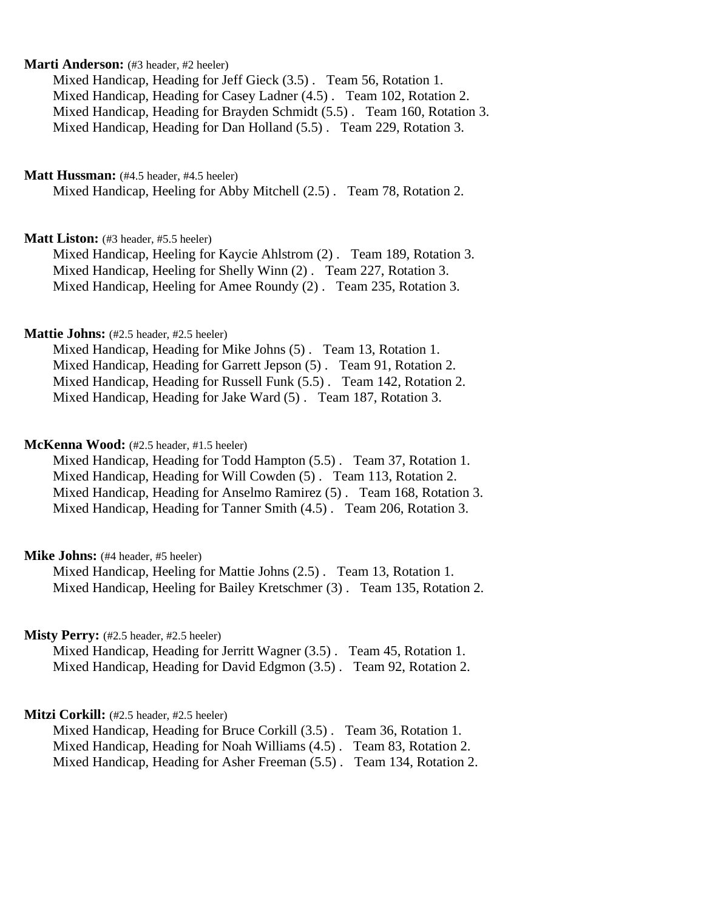**Marti Anderson:** (#3 header, #2 heeler)
Mixed Handicap, Heading for Jeff Gieck (3.5) . Team 56, Rotation 1.
Mixed Handicap, Heading for Casey Ladner (4.5) . Team 102, Rotation 2.
Mixed Handicap, Heading for Brayden Schmidt (5.5) . Team 160, Rotation 3.
Mixed Handicap, Heading for Dan Holland (5.5) . Team 229, Rotation 3.

**Matt Hussman:** (#4.5 header, #4.5 heeler)
Mixed Handicap, Heeling for Abby Mitchell (2.5) . Team 78, Rotation 2.

**Matt Liston:** (#3 header, #5.5 heeler)
Mixed Handicap, Heeling for Kaycie Ahlstrom (2) . Team 189, Rotation 3.
Mixed Handicap, Heeling for Shelly Winn (2) . Team 227, Rotation 3.
Mixed Handicap, Heeling for Amee Roundy (2) . Team 235, Rotation 3.

**Mattie Johns:** (#2.5 header, #2.5 heeler)
Mixed Handicap, Heading for Mike Johns (5) . Team 13, Rotation 1.
Mixed Handicap, Heading for Garrett Jepson (5) . Team 91, Rotation 2.
Mixed Handicap, Heading for Russell Funk (5.5) . Team 142, Rotation 2.
Mixed Handicap, Heading for Jake Ward (5) . Team 187, Rotation 3.

**McKenna Wood:** (#2.5 header, #1.5 heeler)
Mixed Handicap, Heading for Todd Hampton (5.5) . Team 37, Rotation 1.
Mixed Handicap, Heading for Will Cowden (5) . Team 113, Rotation 2.
Mixed Handicap, Heading for Anselmo Ramirez (5) . Team 168, Rotation 3.
Mixed Handicap, Heading for Tanner Smith (4.5) . Team 206, Rotation 3.

**Mike Johns:** (#4 header, #5 heeler)
Mixed Handicap, Heeling for Mattie Johns (2.5) . Team 13, Rotation 1.
Mixed Handicap, Heeling for Bailey Kretschmer (3) . Team 135, Rotation 2.

**Misty Perry:** (#2.5 header, #2.5 heeler)
Mixed Handicap, Heading for Jerritt Wagner (3.5) . Team 45, Rotation 1.
Mixed Handicap, Heading for David Edgmon (3.5) . Team 92, Rotation 2.

**Mitzi Corkill:** (#2.5 header, #2.5 heeler)
Mixed Handicap, Heading for Bruce Corkill (3.5) . Team 36, Rotation 1.
Mixed Handicap, Heading for Noah Williams (4.5) . Team 83, Rotation 2.
Mixed Handicap, Heading for Asher Freeman (5.5) . Team 134, Rotation 2.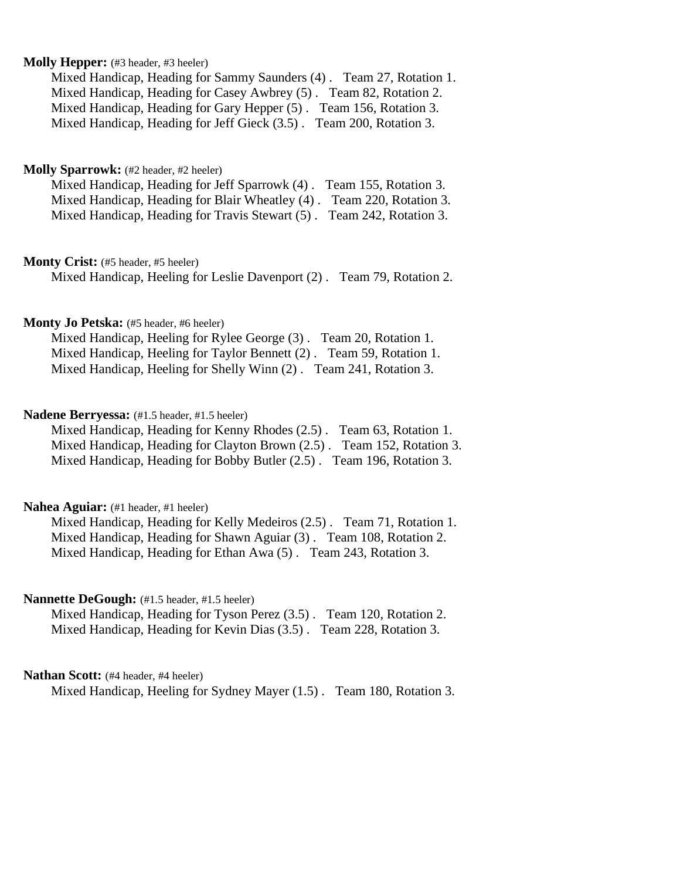**Molly Hepper:** (#3 header, #3 heeler)

Mixed Handicap, Heading for Sammy Saunders (4) . Team 27, Rotation 1.
Mixed Handicap, Heading for Casey Awbrey (5) . Team 82, Rotation 2.
Mixed Handicap, Heading for Gary Hepper (5) . Team 156, Rotation 3.
Mixed Handicap, Heading for Jeff Gieck (3.5) . Team 200, Rotation 3.

**Molly Sparrowk:** (#2 header, #2 heeler)

Mixed Handicap, Heading for Jeff Sparrowk (4) . Team 155, Rotation 3.
Mixed Handicap, Heading for Blair Wheatley (4) . Team 220, Rotation 3.
Mixed Handicap, Heading for Travis Stewart (5) . Team 242, Rotation 3.

**Monty Crist:** (#5 header, #5 heeler)

Mixed Handicap, Heeling for Leslie Davenport (2) . Team 79, Rotation 2.

**Monty Jo Petska:** (#5 header, #6 heeler)

Mixed Handicap, Heeling for Rylee George (3) . Team 20, Rotation 1.
Mixed Handicap, Heeling for Taylor Bennett (2) . Team 59, Rotation 1.
Mixed Handicap, Heeling for Shelly Winn (2) . Team 241, Rotation 3.

**Nadene Berryessa:** (#1.5 header, #1.5 heeler)

Mixed Handicap, Heading for Kenny Rhodes (2.5) . Team 63, Rotation 1.
Mixed Handicap, Heading for Clayton Brown (2.5) . Team 152, Rotation 3.
Mixed Handicap, Heading for Bobby Butler (2.5) . Team 196, Rotation 3.

**Nahea Aguiar:** (#1 header, #1 heeler)

Mixed Handicap, Heading for Kelly Medeiros (2.5) . Team 71, Rotation 1.
Mixed Handicap, Heading for Shawn Aguiar (3) . Team 108, Rotation 2.
Mixed Handicap, Heading for Ethan Awa (5) . Team 243, Rotation 3.

**Nannette DeGough:** (#1.5 header, #1.5 heeler)

Mixed Handicap, Heading for Tyson Perez (3.5) . Team 120, Rotation 2.
Mixed Handicap, Heading for Kevin Dias (3.5) . Team 228, Rotation 3.

**Nathan Scott:** (#4 header, #4 heeler)

Mixed Handicap, Heeling for Sydney Mayer (1.5) . Team 180, Rotation 3.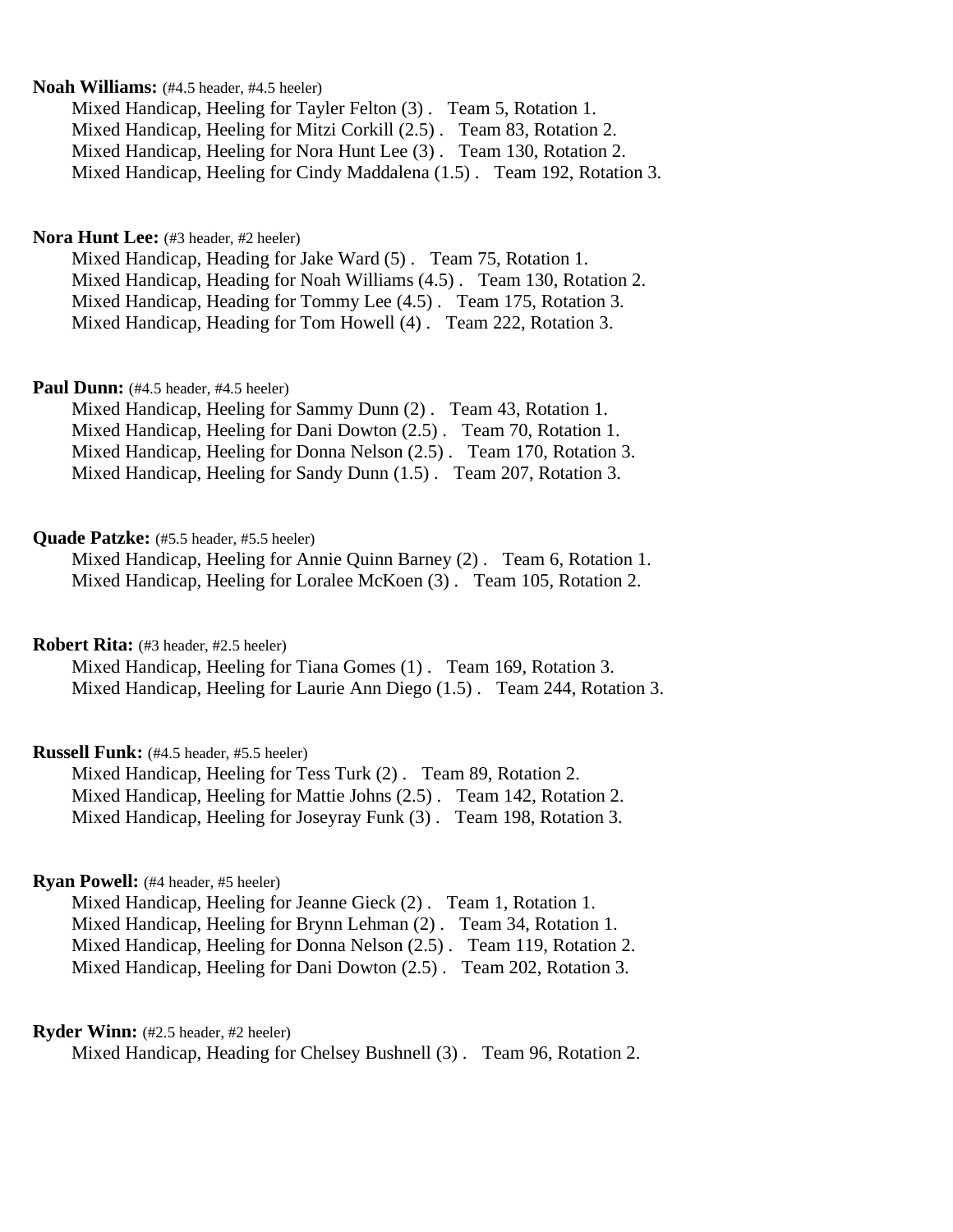**Noah Williams:** (#4.5 header, #4.5 heeler)

Mixed Handicap, Heeling for Tayler Felton (3) . Team 5, Rotation 1.
Mixed Handicap, Heeling for Mitzi Corkill (2.5) . Team 83, Rotation 2.
Mixed Handicap, Heeling for Nora Hunt Lee (3) . Team 130, Rotation 2.
Mixed Handicap, Heeling for Cindy Maddalena (1.5) . Team 192, Rotation 3.

**Nora Hunt Lee:** (#3 header, #2 heeler)

Mixed Handicap, Heading for Jake Ward (5) . Team 75, Rotation 1.
Mixed Handicap, Heading for Noah Williams (4.5) . Team 130, Rotation 2.
Mixed Handicap, Heading for Tommy Lee (4.5) . Team 175, Rotation 3.
Mixed Handicap, Heading for Tom Howell (4) . Team 222, Rotation 3.

**Paul Dunn:** (#4.5 header, #4.5 heeler)

Mixed Handicap, Heeling for Sammy Dunn (2) . Team 43, Rotation 1.
Mixed Handicap, Heeling for Dani Dowton (2.5) . Team 70, Rotation 1.
Mixed Handicap, Heeling for Donna Nelson (2.5) . Team 170, Rotation 3.
Mixed Handicap, Heeling for Sandy Dunn (1.5) . Team 207, Rotation 3.

**Quade Patzke:** (#5.5 header, #5.5 heeler)

Mixed Handicap, Heeling for Annie Quinn Barney (2) . Team 6, Rotation 1.
Mixed Handicap, Heeling for Loralee McKoen (3) . Team 105, Rotation 2.

**Robert Rita:** (#3 header, #2.5 heeler)

Mixed Handicap, Heeling for Tiana Gomes (1) . Team 169, Rotation 3.
Mixed Handicap, Heeling for Laurie Ann Diego (1.5) . Team 244, Rotation 3.

**Russell Funk:** (#4.5 header, #5.5 heeler)

Mixed Handicap, Heeling for Tess Turk (2) . Team 89, Rotation 2.
Mixed Handicap, Heeling for Mattie Johns (2.5) . Team 142, Rotation 2.
Mixed Handicap, Heeling for Joseyray Funk (3) . Team 198, Rotation 3.

**Ryan Powell:** (#4 header, #5 heeler)

Mixed Handicap, Heeling for Jeanne Gieck (2) . Team 1, Rotation 1.
Mixed Handicap, Heeling for Brynn Lehman (2) . Team 34, Rotation 1.
Mixed Handicap, Heeling for Donna Nelson (2.5) . Team 119, Rotation 2.
Mixed Handicap, Heeling for Dani Dowton (2.5) . Team 202, Rotation 3.

**Ryder Winn:** (#2.5 header, #2 heeler)

Mixed Handicap, Heading for Chelsey Bushnell (3) . Team 96, Rotation 2.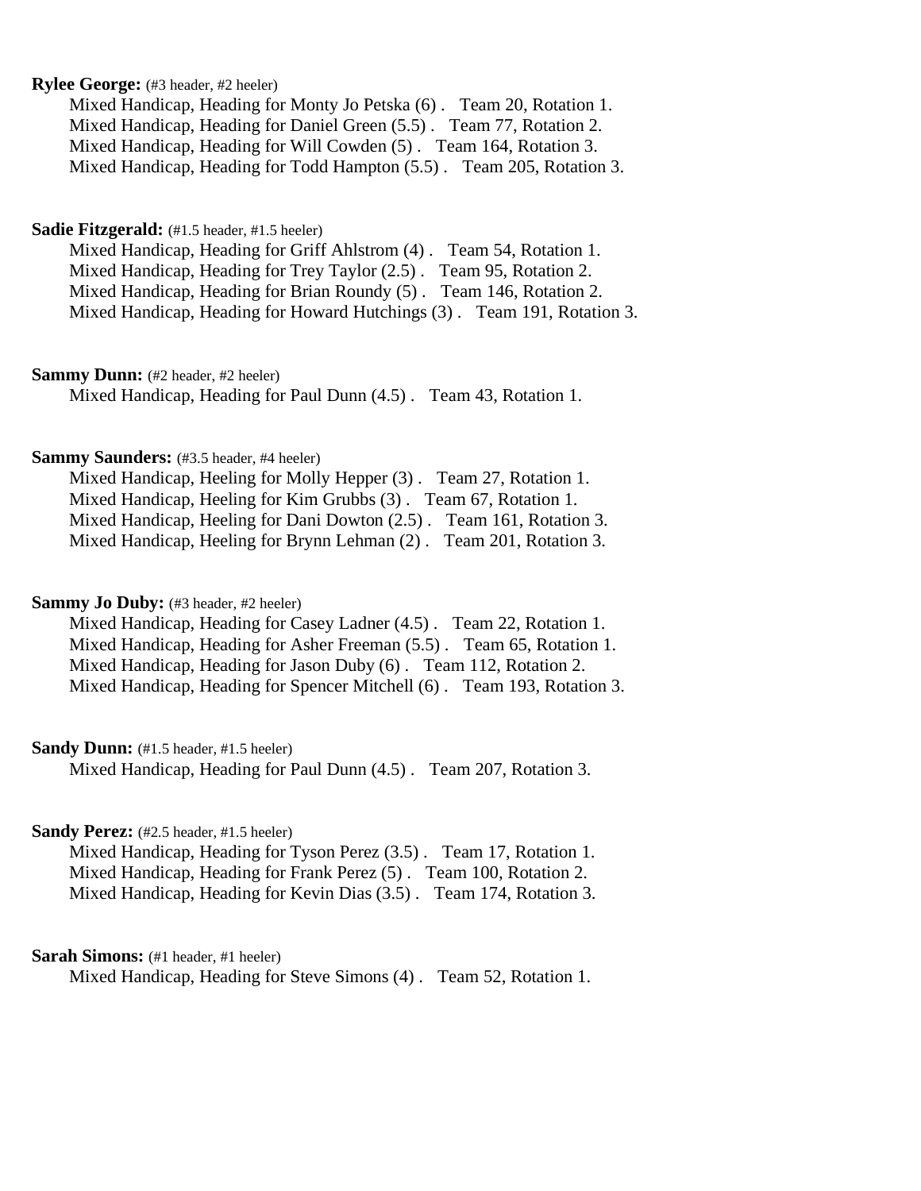**Rylee George:** (#3 header, #2 heeler)

Mixed Handicap, Heading for Monty Jo Petska (6) . Team 20, Rotation 1.
Mixed Handicap, Heading for Daniel Green (5.5) . Team 77, Rotation 2.
Mixed Handicap, Heading for Will Cowden (5) . Team 164, Rotation 3.
Mixed Handicap, Heading for Todd Hampton (5.5) . Team 205, Rotation 3.

**Sadie Fitzgerald:** (#1.5 header, #1.5 heeler)

Mixed Handicap, Heading for Griff Ahlstrom (4) . Team 54, Rotation 1.
Mixed Handicap, Heading for Trey Taylor (2.5) . Team 95, Rotation 2.
Mixed Handicap, Heading for Brian Roundy (5) . Team 146, Rotation 2.
Mixed Handicap, Heading for Howard Hutchings (3) . Team 191, Rotation 3.

**Sammy Dunn:** (#2 header, #2 heeler)

Mixed Handicap, Heading for Paul Dunn (4.5) . Team 43, Rotation 1.

**Sammy Saunders:** (#3.5 header, #4 heeler)

Mixed Handicap, Heeling for Molly Hepper (3) . Team 27, Rotation 1.
Mixed Handicap, Heeling for Kim Grubbs (3) . Team 67, Rotation 1.
Mixed Handicap, Heeling for Dani Dowton (2.5) . Team 161, Rotation 3.
Mixed Handicap, Heeling for Brynn Lehman (2) . Team 201, Rotation 3.

**Sammy Jo Duby:** (#3 header, #2 heeler)

Mixed Handicap, Heading for Casey Ladner (4.5) . Team 22, Rotation 1.
Mixed Handicap, Heading for Asher Freeman (5.5) . Team 65, Rotation 1.
Mixed Handicap, Heading for Jason Duby (6) . Team 112, Rotation 2.
Mixed Handicap, Heading for Spencer Mitchell (6) . Team 193, Rotation 3.

**Sandy Dunn:** (#1.5 header, #1.5 heeler)

Mixed Handicap, Heading for Paul Dunn (4.5) . Team 207, Rotation 3.

**Sandy Perez:** (#2.5 header, #1.5 heeler)

Mixed Handicap, Heading for Tyson Perez (3.5) . Team 17, Rotation 1.
Mixed Handicap, Heading for Frank Perez (5) . Team 100, Rotation 2.
Mixed Handicap, Heading for Kevin Dias (3.5) . Team 174, Rotation 3.

**Sarah Simons:** (#1 header, #1 heeler)

Mixed Handicap, Heading for Steve Simons (4) . Team 52, Rotation 1.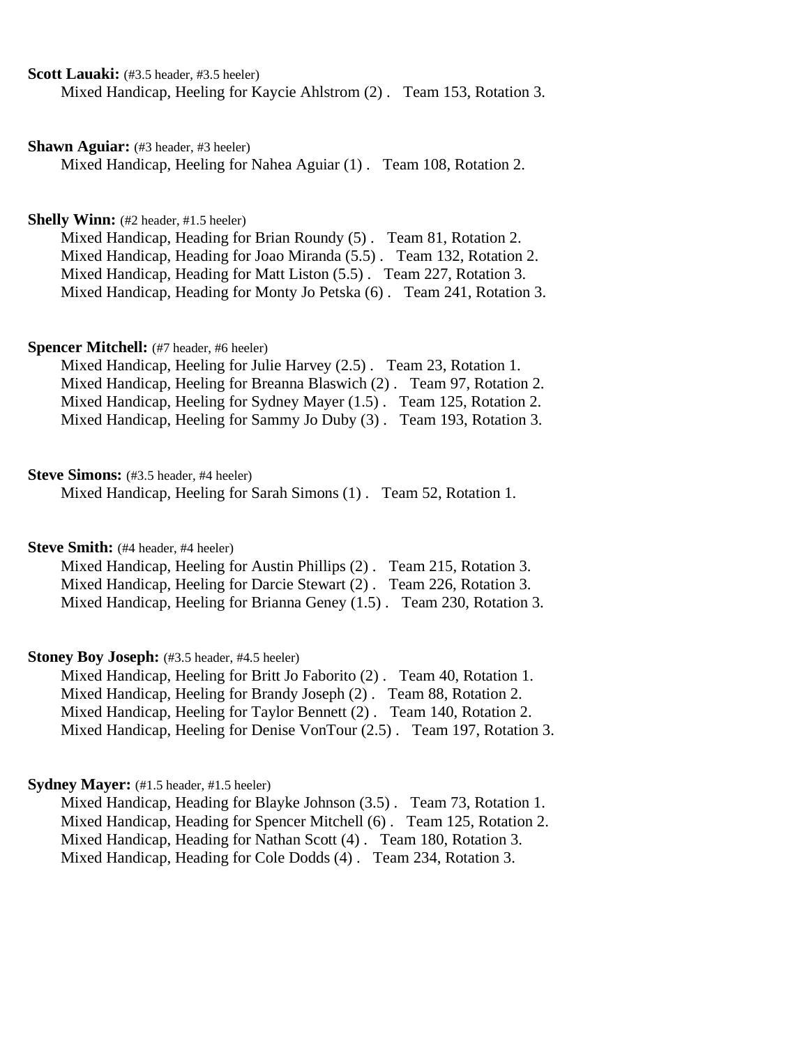**Scott Lauaki:** (#3.5 header, #3.5 heeler)
Mixed Handicap, Heeling for Kaycie Ahlstrom (2) . Team 153, Rotation 3.

**Shawn Aguiar:** (#3 header, #3 heeler)
Mixed Handicap, Heeling for Nahea Aguiar (1) . Team 108, Rotation 2.

**Shelly Winn:** (#2 header, #1.5 heeler)
Mixed Handicap, Heading for Brian Roundy (5) . Team 81, Rotation 2.
Mixed Handicap, Heading for Joao Miranda (5.5) . Team 132, Rotation 2.
Mixed Handicap, Heading for Matt Liston (5.5) . Team 227, Rotation 3.
Mixed Handicap, Heading for Monty Jo Petska (6) . Team 241, Rotation 3.

**Spencer Mitchell:** (#7 header, #6 heeler)
Mixed Handicap, Heeling for Julie Harvey (2.5) . Team 23, Rotation 1.
Mixed Handicap, Heeling for Breanna Blaswich (2) . Team 97, Rotation 2.
Mixed Handicap, Heeling for Sydney Mayer (1.5) . Team 125, Rotation 2.
Mixed Handicap, Heeling for Sammy Jo Duby (3) . Team 193, Rotation 3.

**Steve Simons:** (#3.5 header, #4 heeler)
Mixed Handicap, Heeling for Sarah Simons (1) . Team 52, Rotation 1.

**Steve Smith:** (#4 header, #4 heeler)
Mixed Handicap, Heeling for Austin Phillips (2) . Team 215, Rotation 3.
Mixed Handicap, Heeling for Darcie Stewart (2) . Team 226, Rotation 3.
Mixed Handicap, Heeling for Brianna Geney (1.5) . Team 230, Rotation 3.

**Stoney Boy Joseph:** (#3.5 header, #4.5 heeler)
Mixed Handicap, Heeling for Britt Jo Faborito (2) . Team 40, Rotation 1.
Mixed Handicap, Heeling for Brandy Joseph (2) . Team 88, Rotation 2.
Mixed Handicap, Heeling for Taylor Bennett (2) . Team 140, Rotation 2.
Mixed Handicap, Heeling for Denise VonTour (2.5) . Team 197, Rotation 3.

**Sydney Mayer:** (#1.5 header, #1.5 heeler)
Mixed Handicap, Heading for Blayke Johnson (3.5) . Team 73, Rotation 1.
Mixed Handicap, Heading for Spencer Mitchell (6) . Team 125, Rotation 2.
Mixed Handicap, Heading for Nathan Scott (4) . Team 180, Rotation 3.
Mixed Handicap, Heading for Cole Dodds (4) . Team 234, Rotation 3.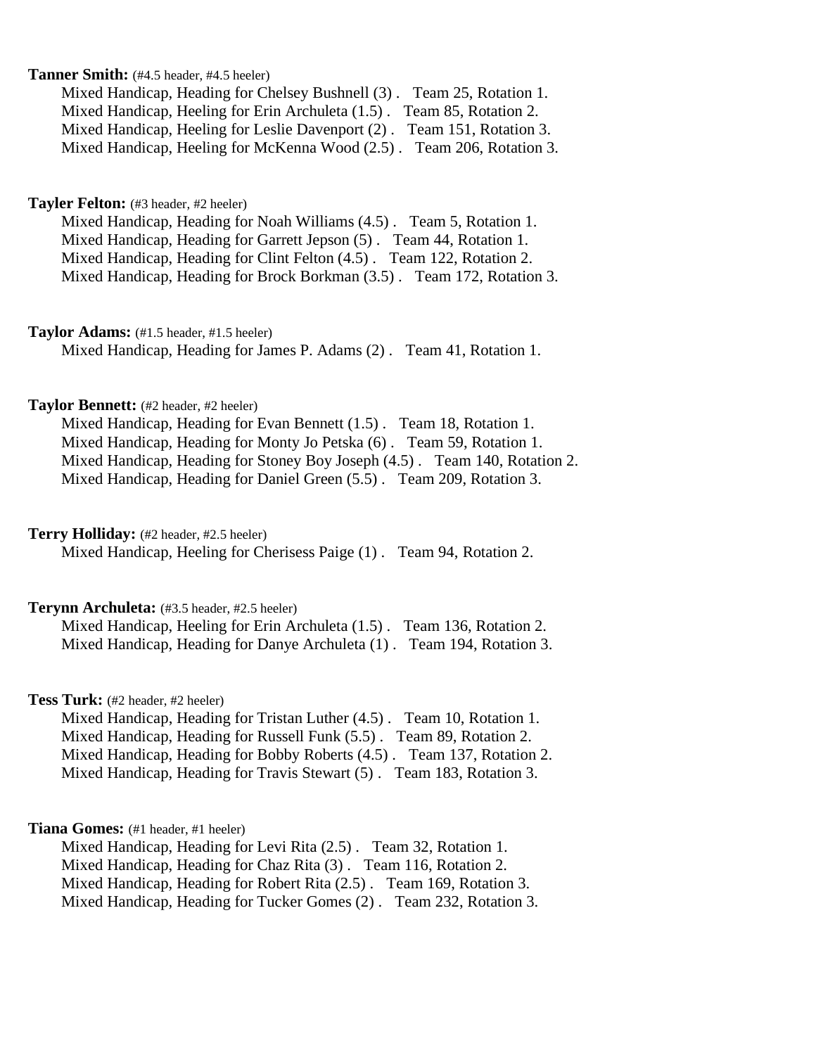**Tanner Smith:** (#4.5 header, #4.5 heeler)

Mixed Handicap, Heading for Chelsey Bushnell (3) . Team 25, Rotation 1.
Mixed Handicap, Heeling for Erin Archuleta (1.5) . Team 85, Rotation 2.
Mixed Handicap, Heeling for Leslie Davenport (2) . Team 151, Rotation 3.
Mixed Handicap, Heeling for McKenna Wood (2.5) . Team 206, Rotation 3.

**Tayler Felton:** (#3 header, #2 heeler)

Mixed Handicap, Heading for Noah Williams (4.5) . Team 5, Rotation 1.
Mixed Handicap, Heading for Garrett Jepson (5) . Team 44, Rotation 1.
Mixed Handicap, Heading for Clint Felton (4.5) . Team 122, Rotation 2.
Mixed Handicap, Heading for Brock Borkman (3.5) . Team 172, Rotation 3.

**Taylor Adams:** (#1.5 header, #1.5 heeler)

Mixed Handicap, Heading for James P. Adams (2) . Team 41, Rotation 1.

**Taylor Bennett:** (#2 header, #2 heeler)

Mixed Handicap, Heading for Evan Bennett (1.5) . Team 18, Rotation 1.
Mixed Handicap, Heading for Monty Jo Petska (6) . Team 59, Rotation 1.
Mixed Handicap, Heading for Stoney Boy Joseph (4.5) . Team 140, Rotation 2.
Mixed Handicap, Heading for Daniel Green (5.5) . Team 209, Rotation 3.

**Terry Holliday:** (#2 header, #2.5 heeler)

Mixed Handicap, Heeling for Cherisess Paige (1) . Team 94, Rotation 2.

**Terynn Archuleta:** (#3.5 header, #2.5 heeler)

Mixed Handicap, Heeling for Erin Archuleta (1.5) . Team 136, Rotation 2.
Mixed Handicap, Heading for Danye Archuleta (1) . Team 194, Rotation 3.

**Tess Turk:** (#2 header, #2 heeler)

Mixed Handicap, Heading for Tristan Luther (4.5) . Team 10, Rotation 1.
Mixed Handicap, Heading for Russell Funk (5.5) . Team 89, Rotation 2.
Mixed Handicap, Heading for Bobby Roberts (4.5) . Team 137, Rotation 2.
Mixed Handicap, Heading for Travis Stewart (5) . Team 183, Rotation 3.

**Tiana Gomes:** (#1 header, #1 heeler)

Mixed Handicap, Heading for Levi Rita (2.5) . Team 32, Rotation 1.
Mixed Handicap, Heading for Chaz Rita (3) . Team 116, Rotation 2.
Mixed Handicap, Heading for Robert Rita (2.5) . Team 169, Rotation 3.
Mixed Handicap, Heading for Tucker Gomes (2) . Team 232, Rotation 3.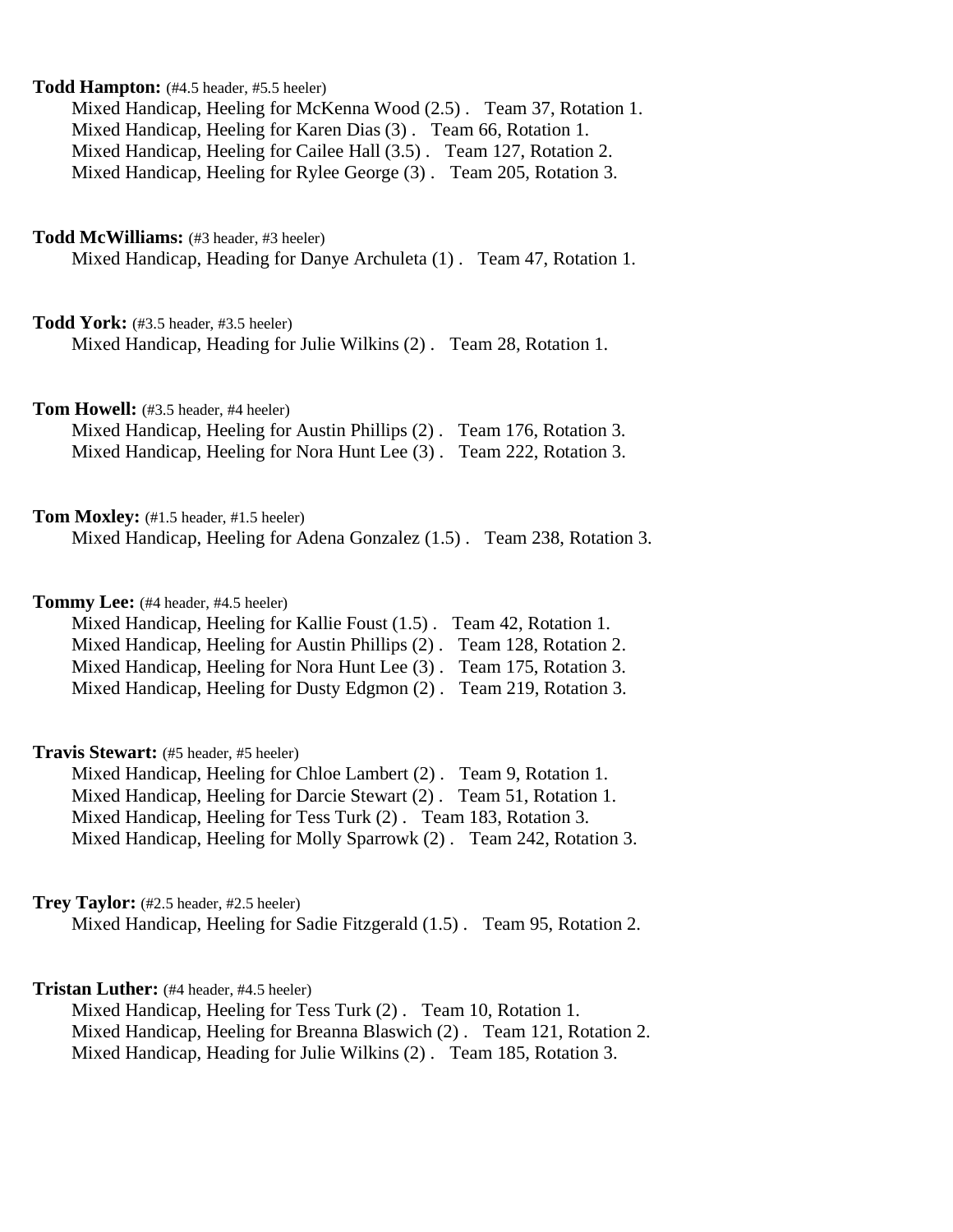**Todd Hampton:** (#4.5 header, #5.5 heeler)

Mixed Handicap, Heeling for McKenna Wood (2.5) . Team 37, Rotation 1.
Mixed Handicap, Heeling for Karen Dias (3) . Team 66, Rotation 1.
Mixed Handicap, Heeling for Cailee Hall (3.5) . Team 127, Rotation 2.
Mixed Handicap, Heeling for Rylee George (3) . Team 205, Rotation 3.

**Todd McWilliams:** (#3 header, #3 heeler)

Mixed Handicap, Heading for Danye Archuleta (1) . Team 47, Rotation 1.

**Todd York:** (#3.5 header, #3.5 heeler)

Mixed Handicap, Heading for Julie Wilkins (2) . Team 28, Rotation 1.

**Tom Howell:** (#3.5 header, #4 heeler)

Mixed Handicap, Heeling for Austin Phillips (2) . Team 176, Rotation 3.
Mixed Handicap, Heeling for Nora Hunt Lee (3) . Team 222, Rotation 3.

**Tom Moxley:** (#1.5 header, #1.5 heeler)

Mixed Handicap, Heeling for Adena Gonzalez (1.5) . Team 238, Rotation 3.

**Tommy Lee:** (#4 header, #4.5 heeler)

Mixed Handicap, Heeling for Kallie Foust (1.5) . Team 42, Rotation 1.
Mixed Handicap, Heeling for Austin Phillips (2) . Team 128, Rotation 2.
Mixed Handicap, Heeling for Nora Hunt Lee (3) . Team 175, Rotation 3.
Mixed Handicap, Heeling for Dusty Edgmon (2) . Team 219, Rotation 3.

**Travis Stewart:** (#5 header, #5 heeler)

Mixed Handicap, Heeling for Chloe Lambert (2) . Team 9, Rotation 1.
Mixed Handicap, Heeling for Darcie Stewart (2) . Team 51, Rotation 1.
Mixed Handicap, Heeling for Tess Turk (2) . Team 183, Rotation 3.
Mixed Handicap, Heeling for Molly Sparrowk (2) . Team 242, Rotation 3.

**Trey Taylor:** (#2.5 header, #2.5 heeler)

Mixed Handicap, Heeling for Sadie Fitzgerald (1.5) . Team 95, Rotation 2.

**Tristan Luther:** (#4 header, #4.5 heeler)

Mixed Handicap, Heeling for Tess Turk (2) . Team 10, Rotation 1.
Mixed Handicap, Heeling for Breanna Blaswich (2) . Team 121, Rotation 2.
Mixed Handicap, Heading for Julie Wilkins (2) . Team 185, Rotation 3.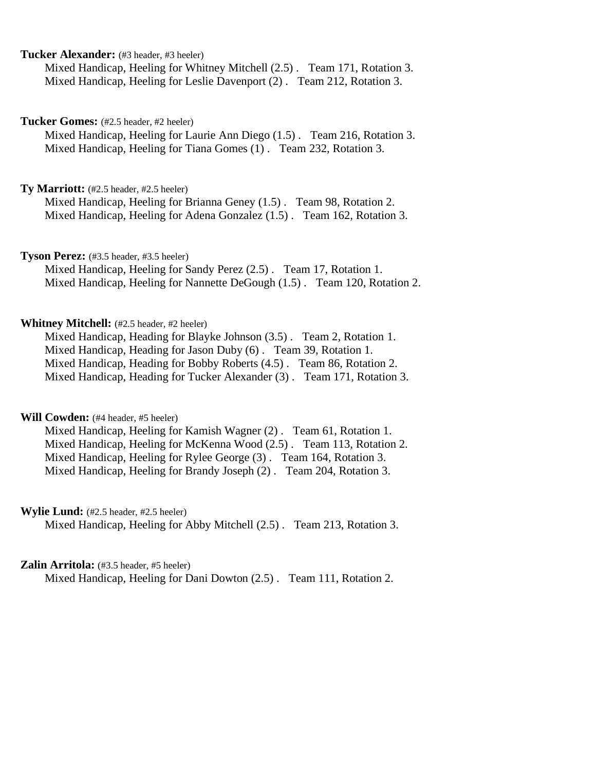**Tucker Alexander:** (#3 header, #3 heeler)
Mixed Handicap, Heeling for Whitney Mitchell (2.5) .   Team 171, Rotation 3.
Mixed Handicap, Heeling for Leslie Davenport (2) .   Team 212, Rotation 3.

**Tucker Gomes:** (#2.5 header, #2 heeler)
Mixed Handicap, Heeling for Laurie Ann Diego (1.5) .   Team 216, Rotation 3.
Mixed Handicap, Heeling for Tiana Gomes (1) .   Team 232, Rotation 3.

**Ty Marriott:** (#2.5 header, #2.5 heeler)
Mixed Handicap, Heeling for Brianna Geney (1.5) .   Team 98, Rotation 2.
Mixed Handicap, Heeling for Adena Gonzalez (1.5) .   Team 162, Rotation 3.

**Tyson Perez:** (#3.5 header, #3.5 heeler)
Mixed Handicap, Heeling for Sandy Perez (2.5) .   Team 17, Rotation 1.
Mixed Handicap, Heeling for Nannette DeGough (1.5) .   Team 120, Rotation 2.

**Whitney Mitchell:** (#2.5 header, #2 heeler)
Mixed Handicap, Heading for Blayke Johnson (3.5) .   Team 2, Rotation 1.
Mixed Handicap, Heading for Jason Duby (6) .   Team 39, Rotation 1.
Mixed Handicap, Heading for Bobby Roberts (4.5) .   Team 86, Rotation 2.
Mixed Handicap, Heading for Tucker Alexander (3) .   Team 171, Rotation 3.

**Will Cowden:** (#4 header, #5 heeler)
Mixed Handicap, Heeling for Kamish Wagner (2) .   Team 61, Rotation 1.
Mixed Handicap, Heeling for McKenna Wood (2.5) .   Team 113, Rotation 2.
Mixed Handicap, Heeling for Rylee George (3) .   Team 164, Rotation 3.
Mixed Handicap, Heeling for Brandy Joseph (2) .   Team 204, Rotation 3.

**Wylie Lund:** (#2.5 header, #2.5 heeler)
Mixed Handicap, Heeling for Abby Mitchell (2.5) .   Team 213, Rotation 3.

**Zalin Arritola:** (#3.5 header, #5 heeler)
Mixed Handicap, Heeling for Dani Dowton (2.5) .   Team 111, Rotation 2.